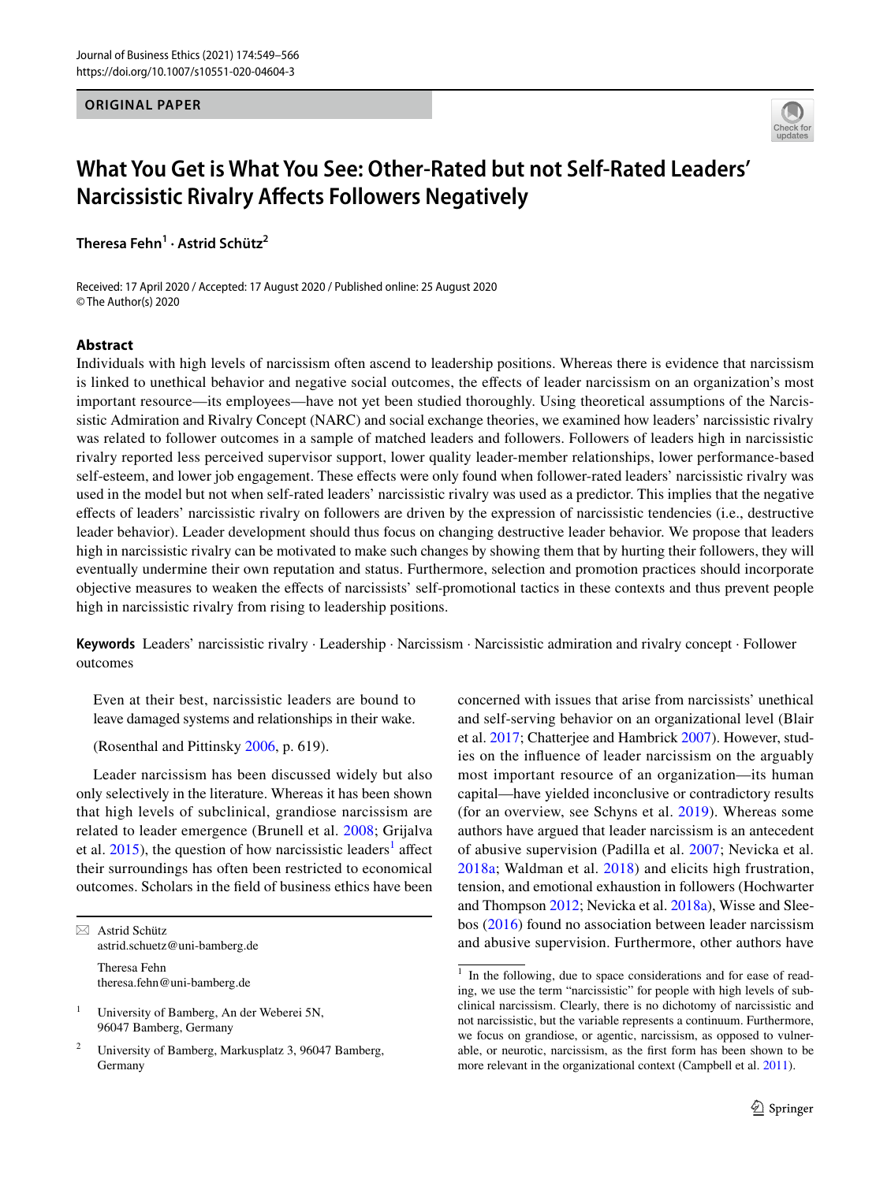ORIGINAL PAPER

# What You Get is What You See: Other-Rated but not Self-Rated Leaders' Narcissistic Rivalry Affects Followers Negatively

**Theresa Fehn[1] · Astrid Schütz[2]**

Received: 17 April 2020 / Accepted: 17 August 2020 / Published online: 25 August 2020
© The Author(s) 2020

## Abstract

Individuals with high levels of narcissism often ascend to leadership positions. Whereas there is evidence that narcissism is linked to unethical behavior and negative social outcomes, the effects of leader narcissism on an organization's most important resource—its employees—have not yet been studied thoroughly. Using theoretical assumptions of the Narcissistic Admiration and Rivalry Concept (NARC) and social exchange theories, we examined how leaders' narcissistic rivalry was related to follower outcomes in a sample of matched leaders and followers. Followers of leaders high in narcissistic rivalry reported less perceived supervisor support, lower quality leader-member relationships, lower performance-based self-esteem, and lower job engagement. These effects were only found when follower-rated leaders' narcissistic rivalry was used in the model but not when self-rated leaders' narcissistic rivalry was used as a predictor. This implies that the negative effects of leaders' narcissistic rivalry on followers are driven by the expression of narcissistic tendencies (i.e., destructive leader behavior). Leader development should thus focus on changing destructive leader behavior. We propose that leaders high in narcissistic rivalry can be motivated to make such changes by showing them that by hurting their followers, they will eventually undermine their own reputation and status. Furthermore, selection and promotion practices should incorporate objective measures to weaken the effects of narcissists' self-promotional tactics in these contexts and thus prevent people high in narcissistic rivalry from rising to leadership positions.

**Keywords** Leaders' narcissistic rivalry · Leadership · Narcissism · Narcissistic admiration and rivalry concept · Follower outcomes

> Even at their best, narcissistic leaders are bound to leave damaged systems and relationships in their wake.
>
> (Rosenthal and Pittinsky 2006, p. 619).

Leader narcissism has been discussed widely but also only selectively in the literature. Whereas it has been shown that high levels of subclinical, grandiose narcissism are related to leader emergence (Brunell et al. 2008; Grijalva et al. 2015), the question of how narcissistic leaders[1] affect their surroundings has often been restricted to economical outcomes. Scholars in the field of business ethics have been concerned with issues that arise from narcissists' unethical and self-serving behavior on an organizational level (Blair et al. 2017; Chatterjee and Hambrick 2007). However, studies on the influence of leader narcissism on the arguably most important resource of an organization—its human capital—have yielded inconclusive or contradictory results (for an overview, see Schyns et al. 2019). Whereas some authors have argued that leader narcissism is an antecedent of abusive supervision (Padilla et al. 2007; Nevicka et al. 2018a; Waldman et al. 2018) and elicits high frustration, tension, and emotional exhaustion in followers (Hochwarter and Thompson 2012; Nevicka et al. 2018a), Wisse and Sleebos (2016) found no association between leader narcissism and abusive supervision. Furthermore, other authors have

[1] In the following, due to space considerations and for ease of reading, we use the term "narcissistic" for people with high levels of subclinical narcissism. Clearly, there is no dichotomy of narcissistic and not narcissistic, but the variable represents a continuum. Furthermore, we focus on grandiose, or agentic, narcissism, as opposed to vulnerable, or neurotic, narcissism, as the first form has been shown to be more relevant in the organizational context (Campbell et al. 2011).

✉ Astrid Schütz
astrid.schuetz@uni-bamberg.de

Theresa Fehn
theresa.fehn@uni-bamberg.de

1 University of Bamberg, An der Weberei 5N, 96047 Bamberg, Germany

2 University of Bamberg, Markusplatz 3, 96047 Bamberg, Germany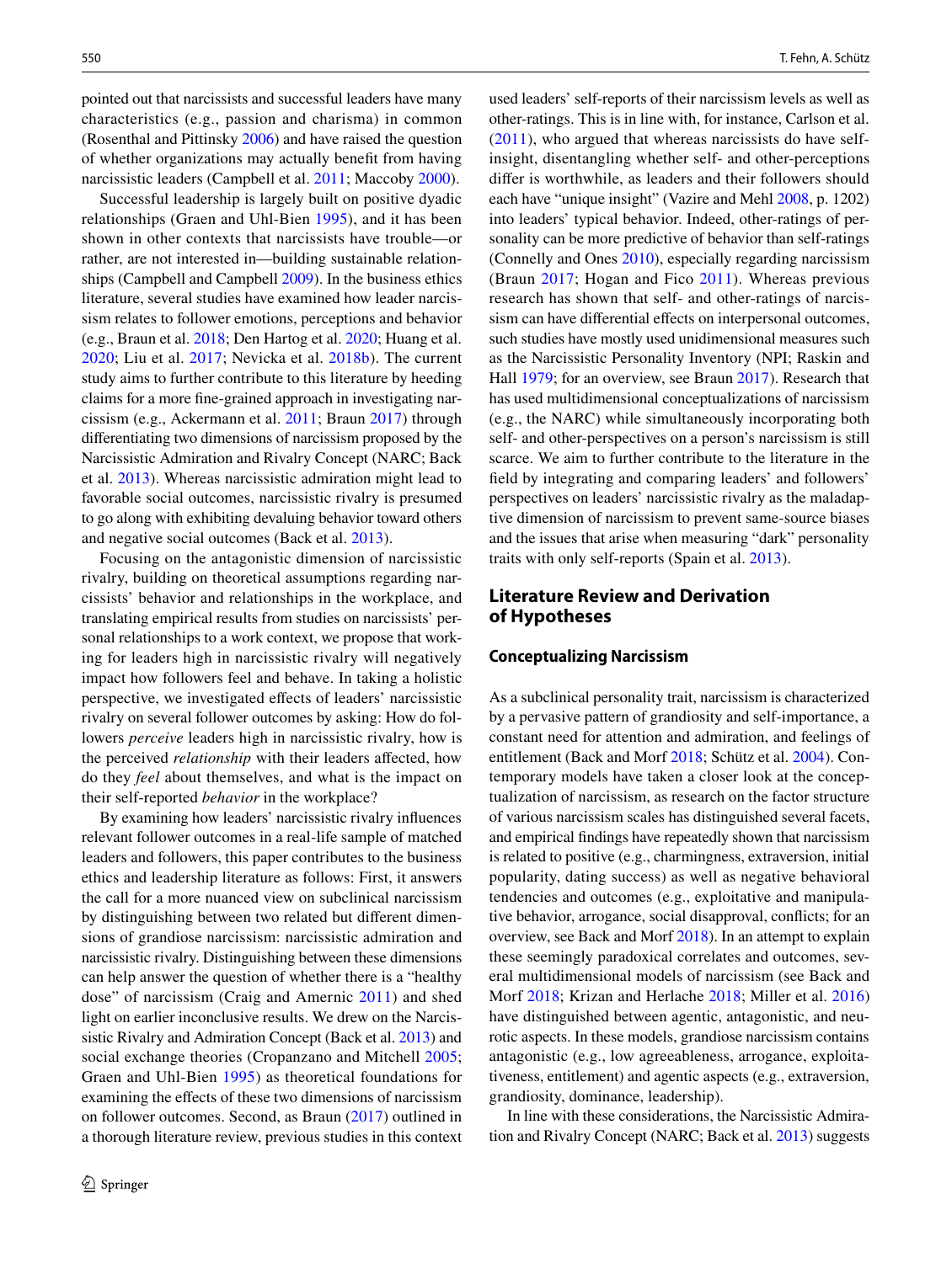pointed out that narcissists and successful leaders have many characteristics (e.g., passion and charisma) in common (Rosenthal and Pittinsky 2006) and have raised the question of whether organizations may actually benefit from having narcissistic leaders (Campbell et al. 2011; Maccoby 2000).

Successful leadership is largely built on positive dyadic relationships (Graen and Uhl-Bien 1995), and it has been shown in other contexts that narcissists have trouble—or rather, are not interested in—building sustainable relationships (Campbell and Campbell 2009). In the business ethics literature, several studies have examined how leader narcissism relates to follower emotions, perceptions and behavior (e.g., Braun et al. 2018; Den Hartog et al. 2020; Huang et al. 2020; Liu et al. 2017; Nevicka et al. 2018b). The current study aims to further contribute to this literature by heeding claims for a more fine-grained approach in investigating narcissism (e.g., Ackermann et al. 2011; Braun 2017) through differentiating two dimensions of narcissism proposed by the Narcissistic Admiration and Rivalry Concept (NARC; Back et al. 2013). Whereas narcissistic admiration might lead to favorable social outcomes, narcissistic rivalry is presumed to go along with exhibiting devaluing behavior toward others and negative social outcomes (Back et al. 2013).

Focusing on the antagonistic dimension of narcissistic rivalry, building on theoretical assumptions regarding narcissists' behavior and relationships in the workplace, and translating empirical results from studies on narcissists' personal relationships to a work context, we propose that working for leaders high in narcissistic rivalry will negatively impact how followers feel and behave. In taking a holistic perspective, we investigated effects of leaders' narcissistic rivalry on several follower outcomes by asking: How do followers *perceive* leaders high in narcissistic rivalry, how is the perceived *relationship* with their leaders affected, how do they *feel* about themselves, and what is the impact on their self-reported *behavior* in the workplace?

By examining how leaders' narcissistic rivalry influences relevant follower outcomes in a real-life sample of matched leaders and followers, this paper contributes to the business ethics and leadership literature as follows: First, it answers the call for a more nuanced view on subclinical narcissism by distinguishing between two related but different dimensions of grandiose narcissism: narcissistic admiration and narcissistic rivalry. Distinguishing between these dimensions can help answer the question of whether there is a "healthy dose" of narcissism (Craig and Amernic 2011) and shed light on earlier inconclusive results. We drew on the Narcissistic Rivalry and Admiration Concept (Back et al. 2013) and social exchange theories (Cropanzano and Mitchell 2005; Graen and Uhl-Bien 1995) as theoretical foundations for examining the effects of these two dimensions of narcissism on follower outcomes. Second, as Braun (2017) outlined in a thorough literature review, previous studies in this context used leaders' self-reports of their narcissism levels as well as other-ratings. This is in line with, for instance, Carlson et al. (2011), who argued that whereas narcissists do have self-insight, disentangling whether self- and other-perceptions differ is worthwhile, as leaders and their followers should each have "unique insight" (Vazire and Mehl 2008, p. 1202) into leaders' typical behavior. Indeed, other-ratings of personality can be more predictive of behavior than self-ratings (Connelly and Ones 2010), especially regarding narcissism (Braun 2017; Hogan and Fico 2011). Whereas previous research has shown that self- and other-ratings of narcissism can have differential effects on interpersonal outcomes, such studies have mostly used unidimensional measures such as the Narcissistic Personality Inventory (NPI; Raskin and Hall 1979; for an overview, see Braun 2017). Research that has used multidimensional conceptualizations of narcissism (e.g., the NARC) while simultaneously incorporating both self- and other-perspectives on a person's narcissism is still scarce. We aim to further contribute to the literature in the field by integrating and comparing leaders' and followers' perspectives on leaders' narcissistic rivalry as the maladaptive dimension of narcissism to prevent same-source biases and the issues that arise when measuring "dark" personality traits with only self-reports (Spain et al. 2013).

## Literature Review and Derivation of Hypotheses

### Conceptualizing Narcissism

As a subclinical personality trait, narcissism is characterized by a pervasive pattern of grandiosity and self-importance, a constant need for attention and admiration, and feelings of entitlement (Back and Morf 2018; Schütz et al. 2004). Contemporary models have taken a closer look at the conceptualization of narcissism, as research on the factor structure of various narcissism scales has distinguished several facets, and empirical findings have repeatedly shown that narcissism is related to positive (e.g., charmingness, extraversion, initial popularity, dating success) as well as negative behavioral tendencies and outcomes (e.g., exploitative and manipulative behavior, arrogance, social disapproval, conflicts; for an overview, see Back and Morf 2018). In an attempt to explain these seemingly paradoxical correlates and outcomes, several multidimensional models of narcissism (see Back and Morf 2018; Krizan and Herlache 2018; Miller et al. 2016) have distinguished between agentic, antagonistic, and neurotic aspects. In these models, grandiose narcissism contains antagonistic (e.g., low agreeableness, arrogance, exploitativeness, entitlement) and agentic aspects (e.g., extraversion, grandiosity, dominance, leadership).

In line with these considerations, the Narcissistic Admiration and Rivalry Concept (NARC; Back et al. 2013) suggests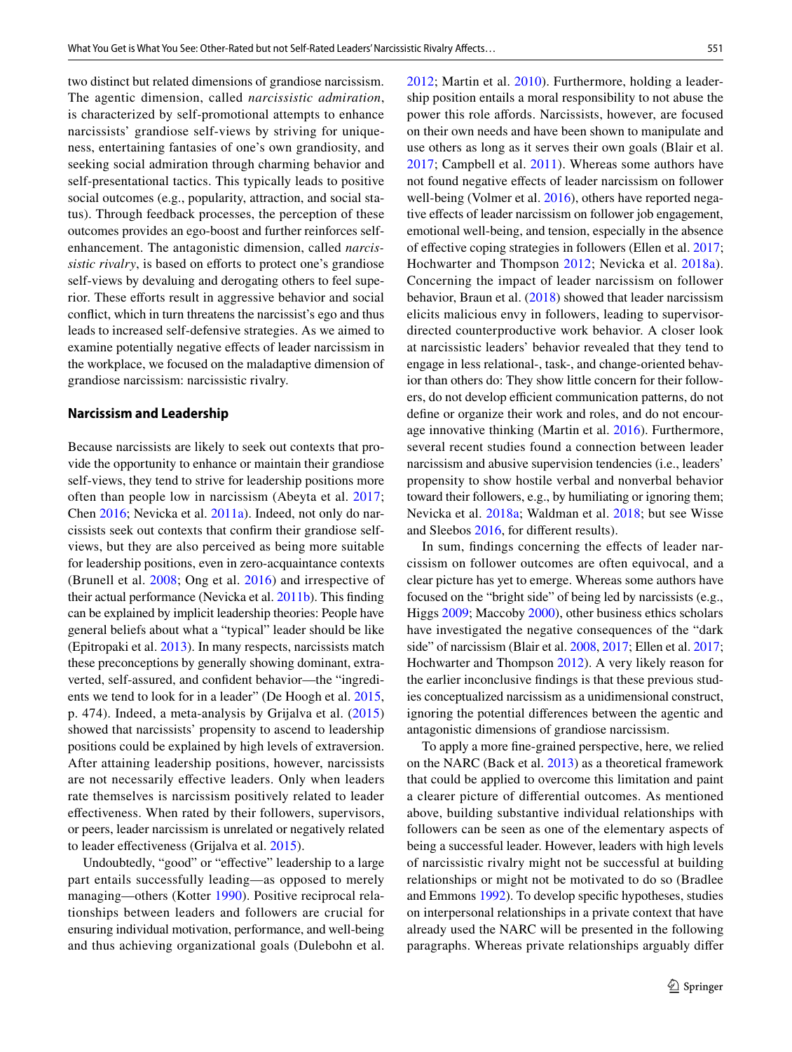two distinct but related dimensions of grandiose narcissism. The agentic dimension, called *narcissistic admiration*, is characterized by self-promotional attempts to enhance narcissists' grandiose self-views by striving for uniqueness, entertaining fantasies of one's own grandiosity, and seeking social admiration through charming behavior and self-presentational tactics. This typically leads to positive social outcomes (e.g., popularity, attraction, and social status). Through feedback processes, the perception of these outcomes provides an ego-boost and further reinforces self-enhancement. The antagonistic dimension, called *narcissistic rivalry*, is based on efforts to protect one's grandiose self-views by devaluing and derogating others to feel superior. These efforts result in aggressive behavior and social conflict, which in turn threatens the narcissist's ego and thus leads to increased self-defensive strategies. As we aimed to examine potentially negative effects of leader narcissism in the workplace, we focused on the maladaptive dimension of grandiose narcissism: narcissistic rivalry.

### Narcissism and Leadership

Because narcissists are likely to seek out contexts that provide the opportunity to enhance or maintain their grandiose self-views, they tend to strive for leadership positions more often than people low in narcissism (Abeyta et al. 2017; Chen 2016; Nevicka et al. 2011a). Indeed, not only do narcissists seek out contexts that confirm their grandiose self-views, but they are also perceived as being more suitable for leadership positions, even in zero-acquaintance contexts (Brunell et al. 2008; Ong et al. 2016) and irrespective of their actual performance (Nevicka et al. 2011b). This finding can be explained by implicit leadership theories: People have general beliefs about what a "typical" leader should be like (Epitropaki et al. 2013). In many respects, narcissists match these preconceptions by generally showing dominant, extraverted, self-assured, and confident behavior—the "ingredients we tend to look for in a leader" (De Hoogh et al. 2015, p. 474). Indeed, a meta-analysis by Grijalva et al. (2015) showed that narcissists' propensity to ascend to leadership positions could be explained by high levels of extraversion. After attaining leadership positions, however, narcissists are not necessarily effective leaders. Only when leaders rate themselves is narcissism positively related to leader effectiveness. When rated by their followers, supervisors, or peers, leader narcissism is unrelated or negatively related to leader effectiveness (Grijalva et al. 2015).

Undoubtedly, "good" or "effective" leadership to a large part entails successfully leading—as opposed to merely managing—others (Kotter 1990). Positive reciprocal relationships between leaders and followers are crucial for ensuring individual motivation, performance, and well-being and thus achieving organizational goals (Dulebohn et al. 2012; Martin et al. 2010). Furthermore, holding a leadership position entails a moral responsibility to not abuse the power this role affords. Narcissists, however, are focused on their own needs and have been shown to manipulate and use others as long as it serves their own goals (Blair et al. 2017; Campbell et al. 2011). Whereas some authors have not found negative effects of leader narcissism on follower well-being (Volmer et al. 2016), others have reported negative effects of leader narcissism on follower job engagement, emotional well-being, and tension, especially in the absence of effective coping strategies in followers (Ellen et al. 2017; Hochwarter and Thompson 2012; Nevicka et al. 2018a). Concerning the impact of leader narcissism on follower behavior, Braun et al. (2018) showed that leader narcissism elicits malicious envy in followers, leading to supervisor-directed counterproductive work behavior. A closer look at narcissistic leaders' behavior revealed that they tend to engage in less relational-, task-, and change-oriented behavior than others do: They show little concern for their followers, do not develop efficient communication patterns, do not define or organize their work and roles, and do not encourage innovative thinking (Martin et al. 2016). Furthermore, several recent studies found a connection between leader narcissism and abusive supervision tendencies (i.e., leaders' propensity to show hostile verbal and nonverbal behavior toward their followers, e.g., by humiliating or ignoring them; Nevicka et al. 2018a; Waldman et al. 2018; but see Wisse and Sleebos 2016, for different results).

In sum, findings concerning the effects of leader narcissism on follower outcomes are often equivocal, and a clear picture has yet to emerge. Whereas some authors have focused on the "bright side" of being led by narcissists (e.g., Higgs 2009; Maccoby 2000), other business ethics scholars have investigated the negative consequences of the "dark side" of narcissism (Blair et al. 2008, 2017; Ellen et al. 2017; Hochwarter and Thompson 2012). A very likely reason for the earlier inconclusive findings is that these previous studies conceptualized narcissism as a unidimensional construct, ignoring the potential differences between the agentic and antagonistic dimensions of grandiose narcissism.

To apply a more fine-grained perspective, here, we relied on the NARC (Back et al. 2013) as a theoretical framework that could be applied to overcome this limitation and paint a clearer picture of differential outcomes. As mentioned above, building substantive individual relationships with followers can be seen as one of the elementary aspects of being a successful leader. However, leaders with high levels of narcissistic rivalry might not be successful at building relationships or might not be motivated to do so (Bradlee and Emmons 1992). To develop specific hypotheses, studies on interpersonal relationships in a private context that have already used the NARC will be presented in the following paragraphs. Whereas private relationships arguably differ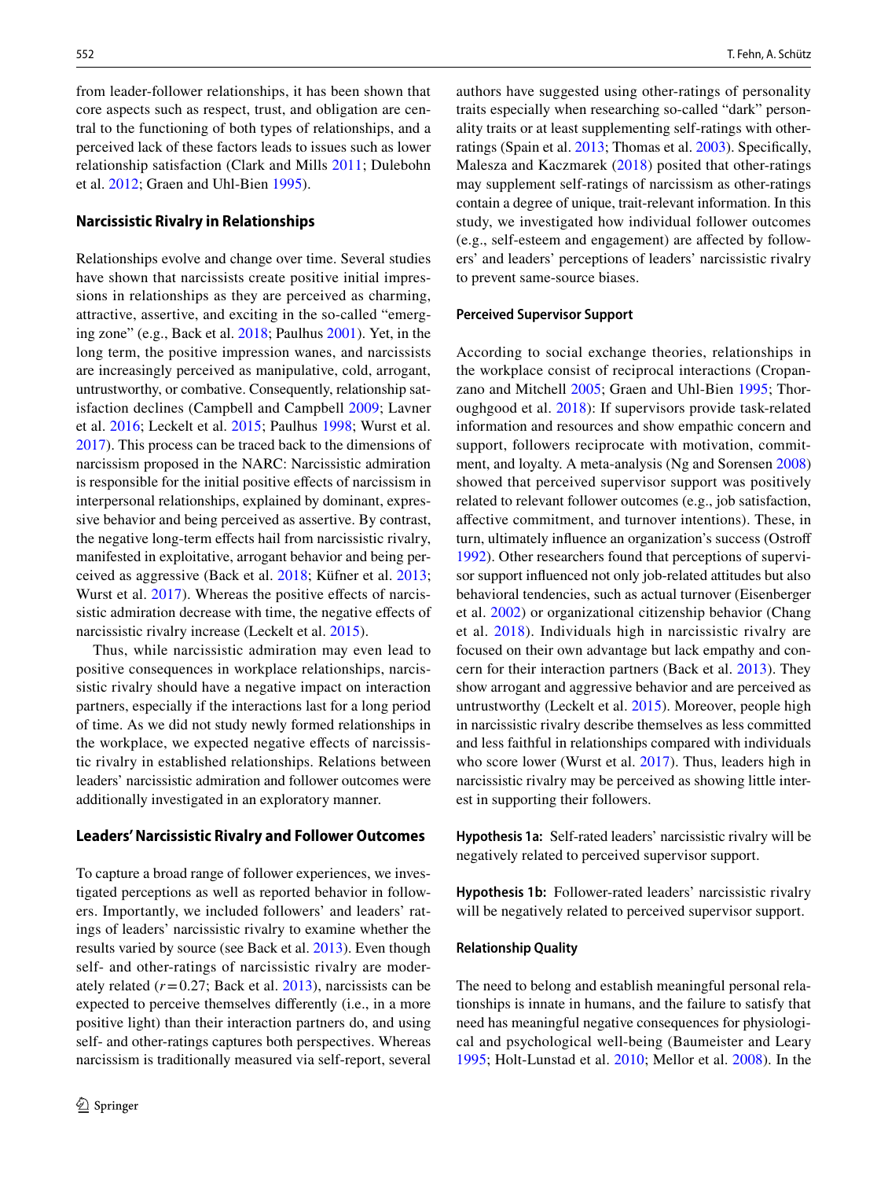from leader-follower relationships, it has been shown that core aspects such as respect, trust, and obligation are central to the functioning of both types of relationships, and a perceived lack of these factors leads to issues such as lower relationship satisfaction (Clark and Mills 2011; Dulebohn et al. 2012; Graen and Uhl-Bien 1995).

### Narcissistic Rivalry in Relationships

Relationships evolve and change over time. Several studies have shown that narcissists create positive initial impressions in relationships as they are perceived as charming, attractive, assertive, and exciting in the so-called "emerging zone" (e.g., Back et al. 2018; Paulhus 2001). Yet, in the long term, the positive impression wanes, and narcissists are increasingly perceived as manipulative, cold, arrogant, untrustworthy, or combative. Consequently, relationship satisfaction declines (Campbell and Campbell 2009; Lavner et al. 2016; Leckelt et al. 2015; Paulhus 1998; Wurst et al. 2017). This process can be traced back to the dimensions of narcissism proposed in the NARC: Narcissistic admiration is responsible for the initial positive effects of narcissism in interpersonal relationships, explained by dominant, expressive behavior and being perceived as assertive. By contrast, the negative long-term effects hail from narcissistic rivalry, manifested in exploitative, arrogant behavior and being perceived as aggressive (Back et al. 2018; Küfner et al. 2013; Wurst et al. 2017). Whereas the positive effects of narcissistic admiration decrease with time, the negative effects of narcissistic rivalry increase (Leckelt et al. 2015).

Thus, while narcissistic admiration may even lead to positive consequences in workplace relationships, narcissistic rivalry should have a negative impact on interaction partners, especially if the interactions last for a long period of time. As we did not study newly formed relationships in the workplace, we expected negative effects of narcissistic rivalry in established relationships. Relations between leaders' narcissistic admiration and follower outcomes were additionally investigated in an exploratory manner.

### Leaders' Narcissistic Rivalry and Follower Outcomes

To capture a broad range of follower experiences, we investigated perceptions as well as reported behavior in followers. Importantly, we included followers' and leaders' ratings of leaders' narcissistic rivalry to examine whether the results varied by source (see Back et al. 2013). Even though self- and other-ratings of narcissistic rivalry are moderately related ($r = 0.27$; Back et al. 2013), narcissists can be expected to perceive themselves differently (i.e., in a more positive light) than their interaction partners do, and using self- and other-ratings captures both perspectives. Whereas narcissism is traditionally measured via self-report, several authors have suggested using other-ratings of personality traits especially when researching so-called "dark" personality traits or at least supplementing self-ratings with other-ratings (Spain et al. 2013; Thomas et al. 2003). Specifically, Malesza and Kaczmarek (2018) posited that other-ratings may supplement self-ratings of narcissism as other-ratings contain a degree of unique, trait-relevant information. In this study, we investigated how individual follower outcomes (e.g., self-esteem and engagement) are affected by followers' and leaders' perceptions of leaders' narcissistic rivalry to prevent same-source biases.

#### Perceived Supervisor Support

According to social exchange theories, relationships in the workplace consist of reciprocal interactions (Cropanzano and Mitchell 2005; Graen and Uhl-Bien 1995; Thoroughgood et al. 2018): If supervisors provide task-related information and resources and show empathic concern and support, followers reciprocate with motivation, commitment, and loyalty. A meta-analysis (Ng and Sorensen 2008) showed that perceived supervisor support was positively related to relevant follower outcomes (e.g., job satisfaction, affective commitment, and turnover intentions). These, in turn, ultimately influence an organization's success (Ostroff 1992). Other researchers found that perceptions of supervisor support influenced not only job-related attitudes but also behavioral tendencies, such as actual turnover (Eisenberger et al. 2002) or organizational citizenship behavior (Chang et al. 2018). Individuals high in narcissistic rivalry are focused on their own advantage but lack empathy and concern for their interaction partners (Back et al. 2013). They show arrogant and aggressive behavior and are perceived as untrustworthy (Leckelt et al. 2015). Moreover, people high in narcissistic rivalry describe themselves as less committed and less faithful in relationships compared with individuals who score lower (Wurst et al. 2017). Thus, leaders high in narcissistic rivalry may be perceived as showing little interest in supporting their followers.

**Hypothesis 1a:** Self-rated leaders' narcissistic rivalry will be negatively related to perceived supervisor support.

**Hypothesis 1b:** Follower-rated leaders' narcissistic rivalry will be negatively related to perceived supervisor support.

#### Relationship Quality

The need to belong and establish meaningful personal relationships is innate in humans, and the failure to satisfy that need has meaningful negative consequences for physiological and psychological well-being (Baumeister and Leary 1995; Holt-Lunstad et al. 2010; Mellor et al. 2008). In the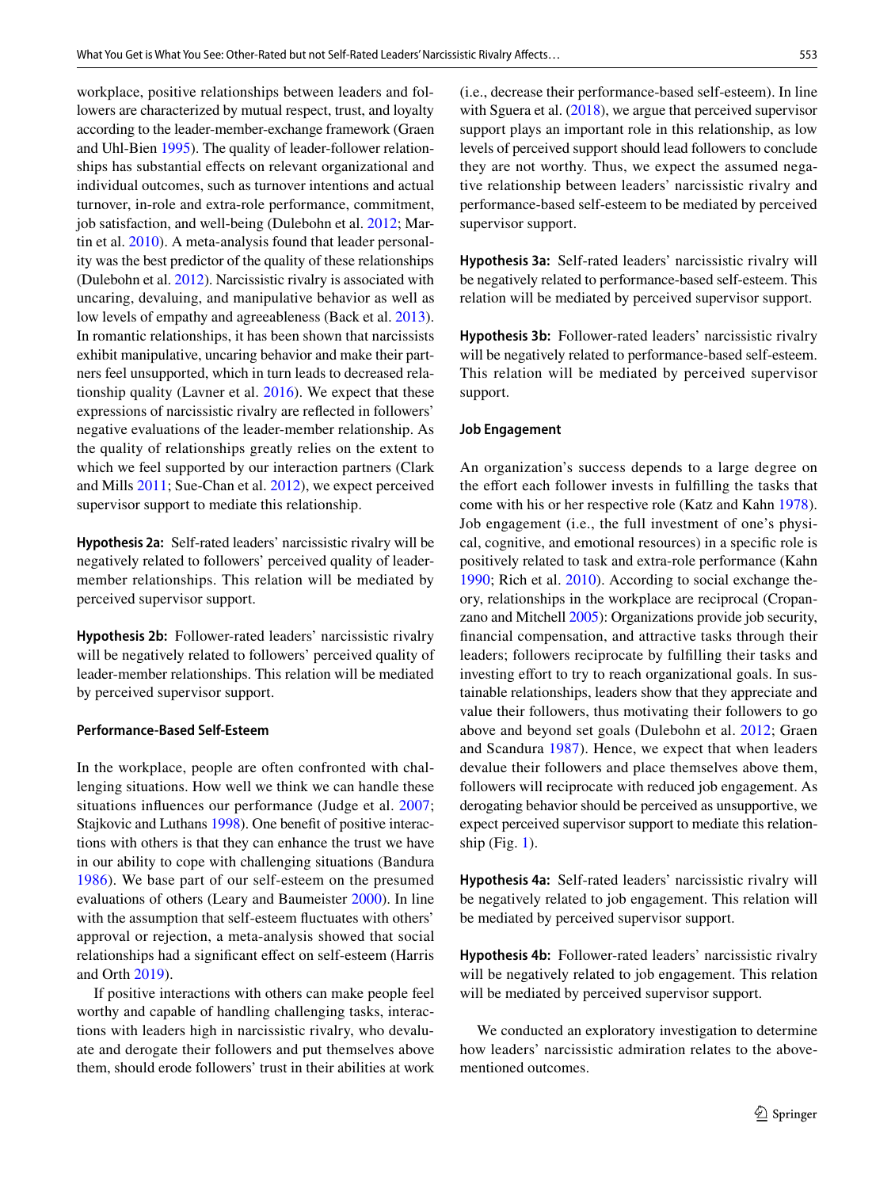workplace, positive relationships between leaders and followers are characterized by mutual respect, trust, and loyalty according to the leader-member-exchange framework (Graen and Uhl-Bien 1995). The quality of leader-follower relationships has substantial effects on relevant organizational and individual outcomes, such as turnover intentions and actual turnover, in-role and extra-role performance, commitment, job satisfaction, and well-being (Dulebohn et al. 2012; Martin et al. 2010). A meta-analysis found that leader personality was the best predictor of the quality of these relationships (Dulebohn et al. 2012). Narcissistic rivalry is associated with uncaring, devaluing, and manipulative behavior as well as low levels of empathy and agreeableness (Back et al. 2013). In romantic relationships, it has been shown that narcissists exhibit manipulative, uncaring behavior and make their partners feel unsupported, which in turn leads to decreased relationship quality (Lavner et al. 2016). We expect that these expressions of narcissistic rivalry are reflected in followers' negative evaluations of the leader-member relationship. As the quality of relationships greatly relies on the extent to which we feel supported by our interaction partners (Clark and Mills 2011; Sue-Chan et al. 2012), we expect perceived supervisor support to mediate this relationship.

**Hypothesis 2a:** Self-rated leaders' narcissistic rivalry will be negatively related to followers' perceived quality of leader-member relationships. This relation will be mediated by perceived supervisor support.

**Hypothesis 2b:** Follower-rated leaders' narcissistic rivalry will be negatively related to followers' perceived quality of leader-member relationships. This relation will be mediated by perceived supervisor support.

### Performance-Based Self-Esteem

In the workplace, people are often confronted with challenging situations. How well we think we can handle these situations influences our performance (Judge et al. 2007; Stajkovic and Luthans 1998). One benefit of positive interactions with others is that they can enhance the trust we have in our ability to cope with challenging situations (Bandura 1986). We base part of our self-esteem on the presumed evaluations of others (Leary and Baumeister 2000). In line with the assumption that self-esteem fluctuates with others' approval or rejection, a meta-analysis showed that social relationships had a significant effect on self-esteem (Harris and Orth 2019).

If positive interactions with others can make people feel worthy and capable of handling challenging tasks, interactions with leaders high in narcissistic rivalry, who devaluate and derogate their followers and put themselves above them, should erode followers' trust in their abilities at work (i.e., decrease their performance-based self-esteem). In line with Sguera et al. (2018), we argue that perceived supervisor support plays an important role in this relationship, as low levels of perceived support should lead followers to conclude they are not worthy. Thus, we expect the assumed negative relationship between leaders' narcissistic rivalry and performance-based self-esteem to be mediated by perceived supervisor support.

**Hypothesis 3a:** Self-rated leaders' narcissistic rivalry will be negatively related to performance-based self-esteem. This relation will be mediated by perceived supervisor support.

**Hypothesis 3b:** Follower-rated leaders' narcissistic rivalry will be negatively related to performance-based self-esteem. This relation will be mediated by perceived supervisor support.

### Job Engagement

An organization's success depends to a large degree on the effort each follower invests in fulfilling the tasks that come with his or her respective role (Katz and Kahn 1978). Job engagement (i.e., the full investment of one's physical, cognitive, and emotional resources) in a specific role is positively related to task and extra-role performance (Kahn 1990; Rich et al. 2010). According to social exchange theory, relationships in the workplace are reciprocal (Cropanzano and Mitchell 2005): Organizations provide job security, financial compensation, and attractive tasks through their leaders; followers reciprocate by fulfilling their tasks and investing effort to try to reach organizational goals. In sustainable relationships, leaders show that they appreciate and value their followers, thus motivating their followers to go above and beyond set goals (Dulebohn et al. 2012; Graen and Scandura 1987). Hence, we expect that when leaders devalue their followers and place themselves above them, followers will reciprocate with reduced job engagement. As derogating behavior should be perceived as unsupportive, we expect perceived supervisor support to mediate this relationship (Fig. 1).

**Hypothesis 4a:** Self-rated leaders' narcissistic rivalry will be negatively related to job engagement. This relation will be mediated by perceived supervisor support.

**Hypothesis 4b:** Follower-rated leaders' narcissistic rivalry will be negatively related to job engagement. This relation will be mediated by perceived supervisor support.

We conducted an exploratory investigation to determine how leaders' narcissistic admiration relates to the above-mentioned outcomes.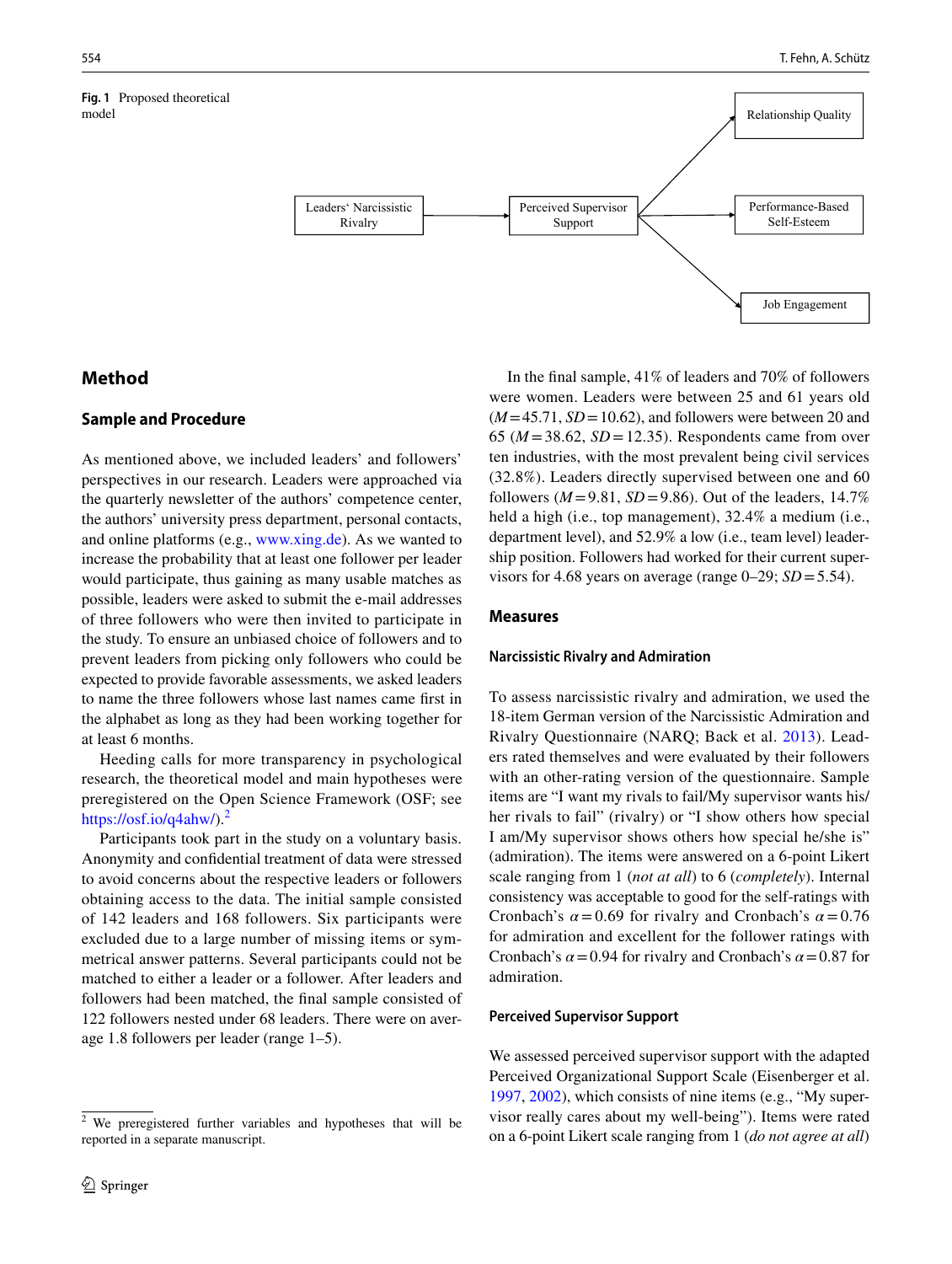**Fig. 1** Proposed theoretical model

## Method

### Sample and Procedure

As mentioned above, we included leaders' and followers' perspectives in our research. Leaders were approached via the quarterly newsletter of the authors' competence center, the authors' university press department, personal contacts, and online platforms (e.g., www.xing.de). As we wanted to increase the probability that at least one follower per leader would participate, thus gaining as many usable matches as possible, leaders were asked to submit the e-mail addresses of three followers who were then invited to participate in the study. To ensure an unbiased choice of followers and to prevent leaders from picking only followers who could be expected to provide favorable assessments, we asked leaders to name the three followers whose last names came first in the alphabet as long as they had been working together for at least 6 months.

Heeding calls for more transparency in psychological research, the theoretical model and main hypotheses were preregistered on the Open Science Framework (OSF; see https://osf.io/q4ahw/).[2]

Participants took part in the study on a voluntary basis. Anonymity and confidential treatment of data were stressed to avoid concerns about the respective leaders or followers obtaining access to the data. The initial sample consisted of 142 leaders and 168 followers. Six participants were excluded due to a large number of missing items or symmetrical answer patterns. Several participants could not be matched to either a leader or a follower. After leaders and followers had been matched, the final sample consisted of 122 followers nested under 68 leaders. There were on average 1.8 followers per leader (range 1–5).

In the final sample, 41% of leaders and 70% of followers were women. Leaders were between 25 and 61 years old ($M=45.71$, $SD=10.62$), and followers were between 20 and 65 ($M=38.62$, $SD=12.35$). Respondents came from over ten industries, with the most prevalent being civil services (32.8%). Leaders directly supervised between one and 60 followers ($M=9.81$, $SD=9.86$). Out of the leaders, 14.7% held a high (i.e., top management), 32.4% a medium (i.e., department level), and 52.9% a low (i.e., team level) leadership position. Followers had worked for their current supervisors for 4.68 years on average (range 0–29; $SD=5.54$).

### Measures

#### Narcissistic Rivalry and Admiration

To assess narcissistic rivalry and admiration, we used the 18-item German version of the Narcissistic Admiration and Rivalry Questionnaire (NARQ; Back et al. 2013). Leaders rated themselves and were evaluated by their followers with an other-rating version of the questionnaire. Sample items are "I want my rivals to fail/My supervisor wants his/her rivals to fail" (rivalry) or "I show others how special I am/My supervisor shows others how special he/she is" (admiration). The items were answered on a 6-point Likert scale ranging from 1 (*not at all*) to 6 (*completely*). Internal consistency was acceptable to good for the self-ratings with Cronbach's $\alpha=0.69$ for rivalry and Cronbach's $\alpha=0.76$ for admiration and excellent for the follower ratings with Cronbach's $\alpha=0.94$ for rivalry and Cronbach's $\alpha=0.87$ for admiration.

#### Perceived Supervisor Support

We assessed perceived supervisor support with the adapted Perceived Organizational Support Scale (Eisenberger et al. 1997, 2002), which consists of nine items (e.g., "My supervisor really cares about my well-being"). Items were rated on a 6-point Likert scale ranging from 1 (*do not agree at all*)

[2] We preregistered further variables and hypotheses that will be reported in a separate manuscript.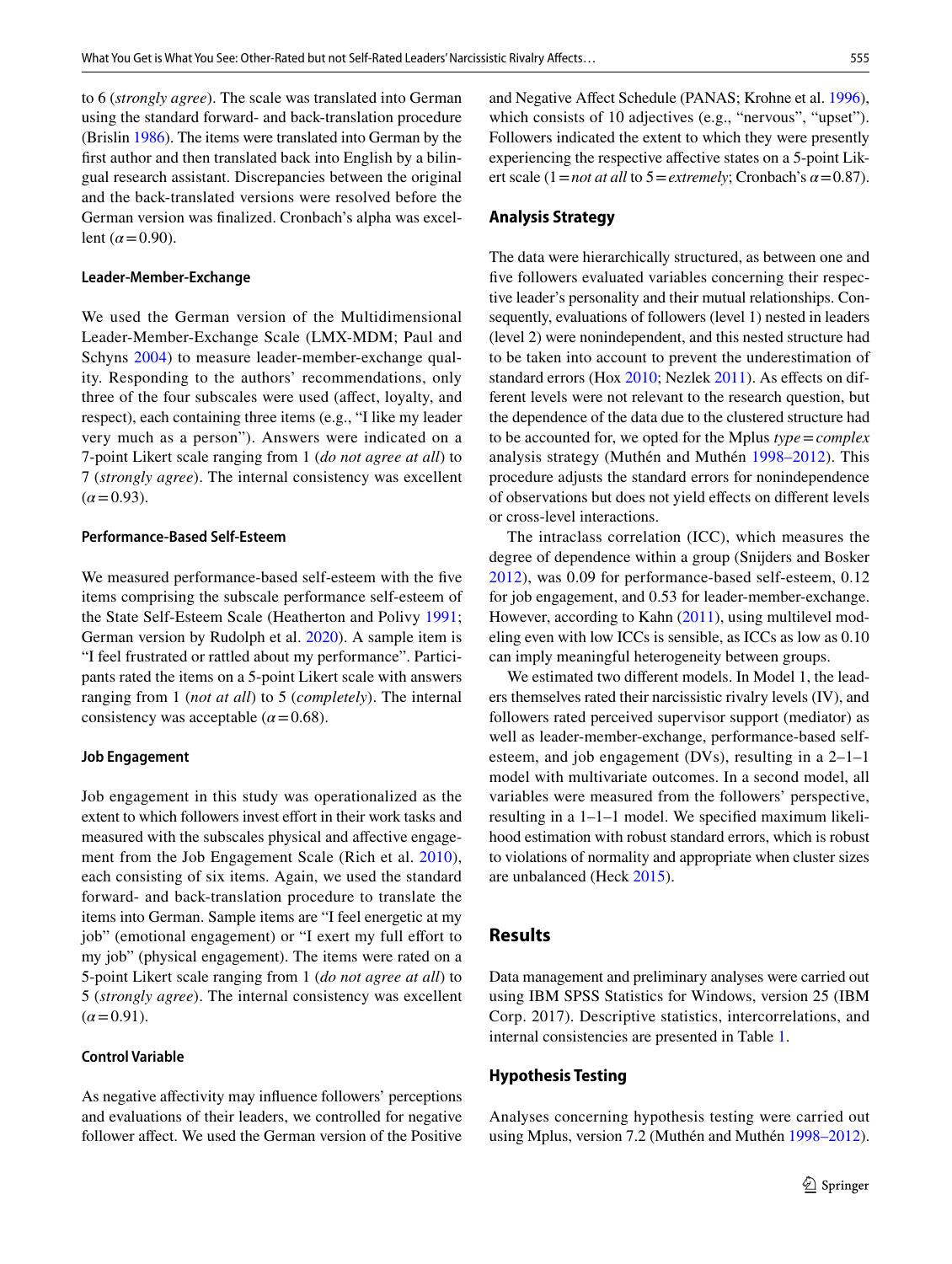to 6 (*strongly agree*). The scale was translated into German using the standard forward- and back-translation procedure (Brislin 1986). The items were translated into German by the first author and then translated back into English by a bilingual research assistant. Discrepancies between the original and the back-translated versions were resolved before the German version was finalized. Cronbach's alpha was excellent ($\alpha = 0.90$).

#### Leader-Member-Exchange

We used the German version of the Multidimensional Leader-Member-Exchange Scale (LMX-MDM; Paul and Schyns 2004) to measure leader-member-exchange quality. Responding to the authors' recommendations, only three of the four subscales were used (affect, loyalty, and respect), each containing three items (e.g., "I like my leader very much as a person"). Answers were indicated on a 7-point Likert scale ranging from 1 (*do not agree at all*) to 7 (*strongly agree*). The internal consistency was excellent ($\alpha = 0.93$).

#### Performance-Based Self-Esteem

We measured performance-based self-esteem with the five items comprising the subscale performance self-esteem of the State Self-Esteem Scale (Heatherton and Polivy 1991; German version by Rudolph et al. 2020). A sample item is "I feel frustrated or rattled about my performance". Participants rated the items on a 5-point Likert scale with answers ranging from 1 (*not at all*) to 5 (*completely*). The internal consistency was acceptable ($\alpha = 0.68$).

#### Job Engagement

Job engagement in this study was operationalized as the extent to which followers invest effort in their work tasks and measured with the subscales physical and affective engagement from the Job Engagement Scale (Rich et al. 2010), each consisting of six items. Again, we used the standard forward- and back-translation procedure to translate the items into German. Sample items are "I feel energetic at my job" (emotional engagement) or "I exert my full effort to my job" (physical engagement). The items were rated on a 5-point Likert scale ranging from 1 (*do not agree at all*) to 5 (*strongly agree*). The internal consistency was excellent ($\alpha = 0.91$).

#### Control Variable

As negative affectivity may influence followers' perceptions and evaluations of their leaders, we controlled for negative follower affect. We used the German version of the Positive and Negative Affect Schedule (PANAS; Krohne et al. 1996), which consists of 10 adjectives (e.g., "nervous", "upset"). Followers indicated the extent to which they were presently experiencing the respective affective states on a 5-point Likert scale (1 = *not at all* to 5 = *extremely*; Cronbach's $\alpha = 0.87$).

### Analysis Strategy

The data were hierarchically structured, as between one and five followers evaluated variables concerning their respective leader's personality and their mutual relationships. Consequently, evaluations of followers (level 1) nested in leaders (level 2) were nonindependent, and this nested structure had to be taken into account to prevent the underestimation of standard errors (Hox 2010; Nezlek 2011). As effects on different levels were not relevant to the research question, but the dependence of the data due to the clustered structure had to be accounted for, we opted for the Mplus *type = complex* analysis strategy (Muthén and Muthén 1998–2012). This procedure adjusts the standard errors for nonindependence of observations but does not yield effects on different levels or cross-level interactions.

The intraclass correlation (ICC), which measures the degree of dependence within a group (Snijders and Bosker 2012), was 0.09 for performance-based self-esteem, 0.12 for job engagement, and 0.53 for leader-member-exchange. However, according to Kahn (2011), using multilevel modeling even with low ICCs is sensible, as ICCs as low as 0.10 can imply meaningful heterogeneity between groups.

We estimated two different models. In Model 1, the leaders themselves rated their narcissistic rivalry levels (IV), and followers rated perceived supervisor support (mediator) as well as leader-member-exchange, performance-based self-esteem, and job engagement (DVs), resulting in a 2–1–1 model with multivariate outcomes. In a second model, all variables were measured from the followers' perspective, resulting in a 1–1–1 model. We specified maximum likelihood estimation with robust standard errors, which is robust to violations of normality and appropriate when cluster sizes are unbalanced (Heck 2015).

## Results

Data management and preliminary analyses were carried out using IBM SPSS Statistics for Windows, version 25 (IBM Corp. 2017). Descriptive statistics, intercorrelations, and internal consistencies are presented in Table 1.

### Hypothesis Testing

Analyses concerning hypothesis testing were carried out using Mplus, version 7.2 (Muthén and Muthén 1998–2012).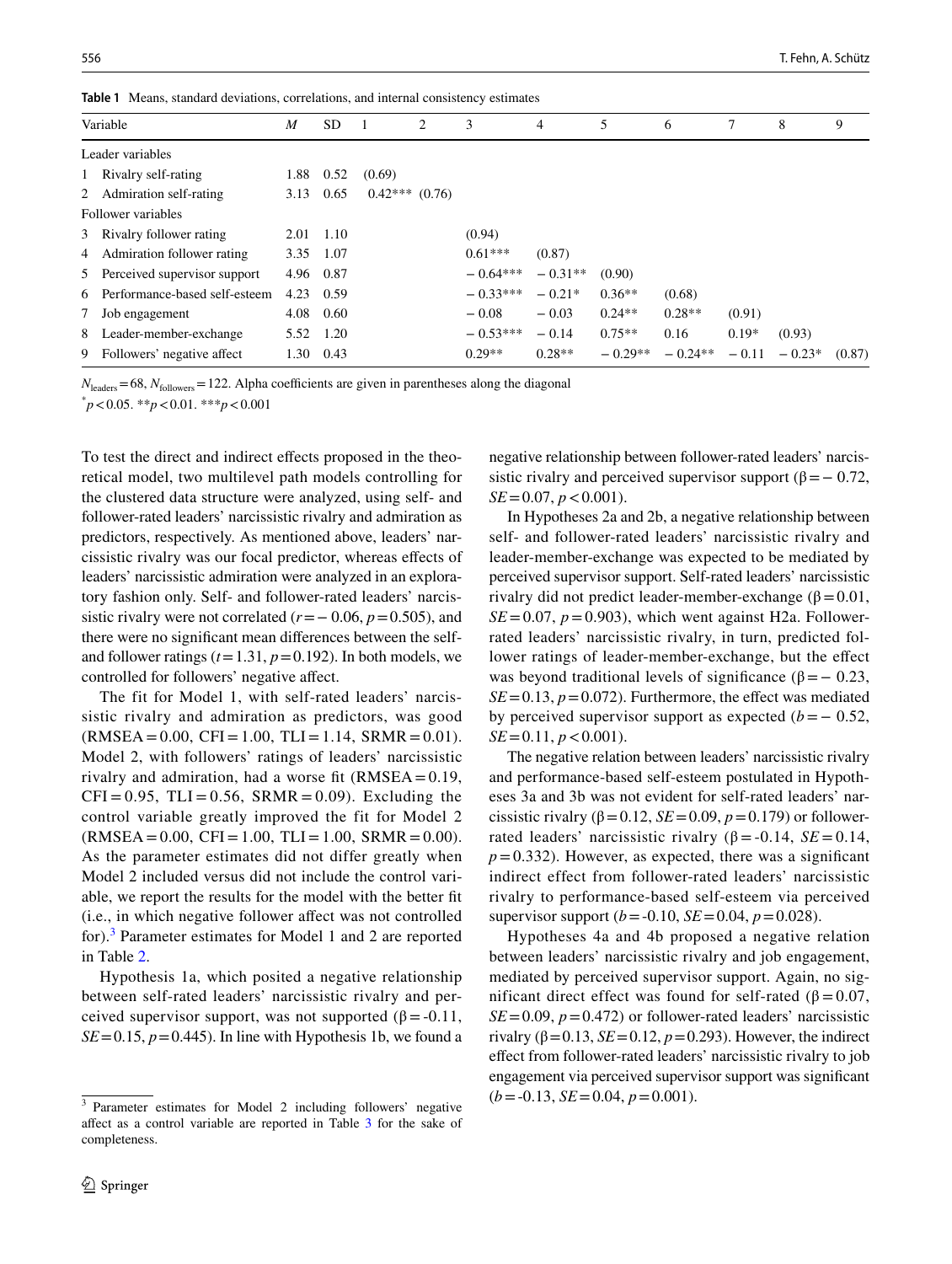**Table 1** Means, standard deviations, correlations, and internal consistency estimates

| Variable | *M* | SD | 1 | 2 | 3 | 4 | 5 | 6 | 7 | 8 | 9 |
|---|---|---|---|---|---|---|---|---|---|---|---|
| Leader variables | | | | | | | | | | | |
| 1 Rivalry self-rating | 1.88 | 0.52 | (0.69) | | | | | | | | |
| 2 Admiration self-rating | 3.13 | 0.65 | 0.42*** | (0.76) | | | | | | | |
| Follower variables | | | | | | | | | | | |
| 3 Rivalry follower rating | 2.01 | 1.10 | | | (0.94) | | | | | | |
| 4 Admiration follower rating | 3.35 | 1.07 | | | 0.61*** | (0.87) | | | | | |
| 5 Perceived supervisor support | 4.96 | 0.87 | | | − 0.64*** | − 0.31** | (0.90) | | | | |
| 6 Performance-based self-esteem | 4.23 | 0.59 | | | − 0.33*** | − 0.21* | 0.36** | (0.68) | | | |
| 7 Job engagement | 4.08 | 0.60 | | | − 0.08 | − 0.03 | 0.24** | 0.28** | (0.91) | | |
| 8 Leader-member-exchange | 5.52 | 1.20 | | | − 0.53*** | − 0.14 | 0.75** | 0.16 | 0.19* | (0.93) | |
| 9 Followers' negative affect | 1.30 | 0.43 | | | 0.29** | 0.28** | − 0.29** | − 0.24** | − 0.11 | − 0.23* | (0.87) |

$N_{\text{leaders}} = 68$, $N_{\text{followers}} = 122$. Alpha coefficients are given in parentheses along the diagonal

*$p < 0.05$. **$p < 0.01$. ***$p < 0.001$

To test the direct and indirect effects proposed in the theoretical model, two multilevel path models controlling for the clustered data structure were analyzed, using self- and follower-rated leaders' narcissistic rivalry and admiration as predictors, respectively. As mentioned above, leaders' narcissistic rivalry was our focal predictor, whereas effects of leaders' narcissistic admiration were analyzed in an exploratory fashion only. Self- and follower-rated leaders' narcissistic rivalry were not correlated ($r = -0.06$, $p = 0.505$), and there were no significant mean differences between the self- and follower ratings ($t = 1.31$, $p = 0.192$). In both models, we controlled for followers' negative affect.

The fit for Model 1, with self-rated leaders' narcissistic rivalry and admiration as predictors, was good (RMSEA = 0.00, CFI = 1.00, TLI = 1.14, SRMR = 0.01). Model 2, with followers' ratings of leaders' narcissistic rivalry and admiration, had a worse fit (RMSEA = 0.19, CFI = 0.95, TLI = 0.56, SRMR = 0.09). Excluding the control variable greatly improved the fit for Model 2 (RMSEA = 0.00, CFI = 1.00, TLI = 1.00, SRMR = 0.00). As the parameter estimates did not differ greatly when Model 2 included versus did not include the control variable, we report the results for the model with the better fit (i.e., in which negative follower affect was not controlled for).[3] Parameter estimates for Model 1 and 2 are reported in Table 2.

Hypothesis 1a, which posited a negative relationship between self-rated leaders' narcissistic rivalry and perceived supervisor support, was not supported ($\beta = -0.11$, $SE = 0.15$, $p = 0.445$). In line with Hypothesis 1b, we found a negative relationship between follower-rated leaders' narcissistic rivalry and perceived supervisor support ($\beta = -0.72$, $SE = 0.07$, $p < 0.001$).

In Hypotheses 2a and 2b, a negative relationship between self- and follower-rated leaders' narcissistic rivalry and leader-member-exchange was expected to be mediated by perceived supervisor support. Self-rated leaders' narcissistic rivalry did not predict leader-member-exchange ($\beta = 0.01$, $SE = 0.07$, $p = 0.903$), which went against H2a. Follower-rated leaders' narcissistic rivalry, in turn, predicted follower ratings of leader-member-exchange, but the effect was beyond traditional levels of significance ($\beta = -0.23$, $SE = 0.13$, $p = 0.072$). Furthermore, the effect was mediated by perceived supervisor support as expected ($b = -0.52$, $SE = 0.11$, $p < 0.001$).

The negative relation between leaders' narcissistic rivalry and performance-based self-esteem postulated in Hypotheses 3a and 3b was not evident for self-rated leaders' narcissistic rivalry ($\beta = 0.12$, $SE = 0.09$, $p = 0.179$) or follower-rated leaders' narcissistic rivalry ($\beta = -0.14$, $SE = 0.14$, $p = 0.332$). However, as expected, there was a significant indirect effect from follower-rated leaders' narcissistic rivalry to performance-based self-esteem via perceived supervisor support ($b = -0.10$, $SE = 0.04$, $p = 0.028$).

Hypotheses 4a and 4b proposed a negative relation between leaders' narcissistic rivalry and job engagement, mediated by perceived supervisor support. Again, no significant direct effect was found for self-rated ($\beta = 0.07$, $SE = 0.09$, $p = 0.472$) or follower-rated leaders' narcissistic rivalry ($\beta = 0.13$, $SE = 0.12$, $p = 0.293$). However, the indirect effect from follower-rated leaders' narcissistic rivalry to job engagement via perceived supervisor support was significant ($b = -0.13$, $SE = 0.04$, $p = 0.001$).

[3] Parameter estimates for Model 2 including followers' negative affect as a control variable are reported in Table 3 for the sake of completeness.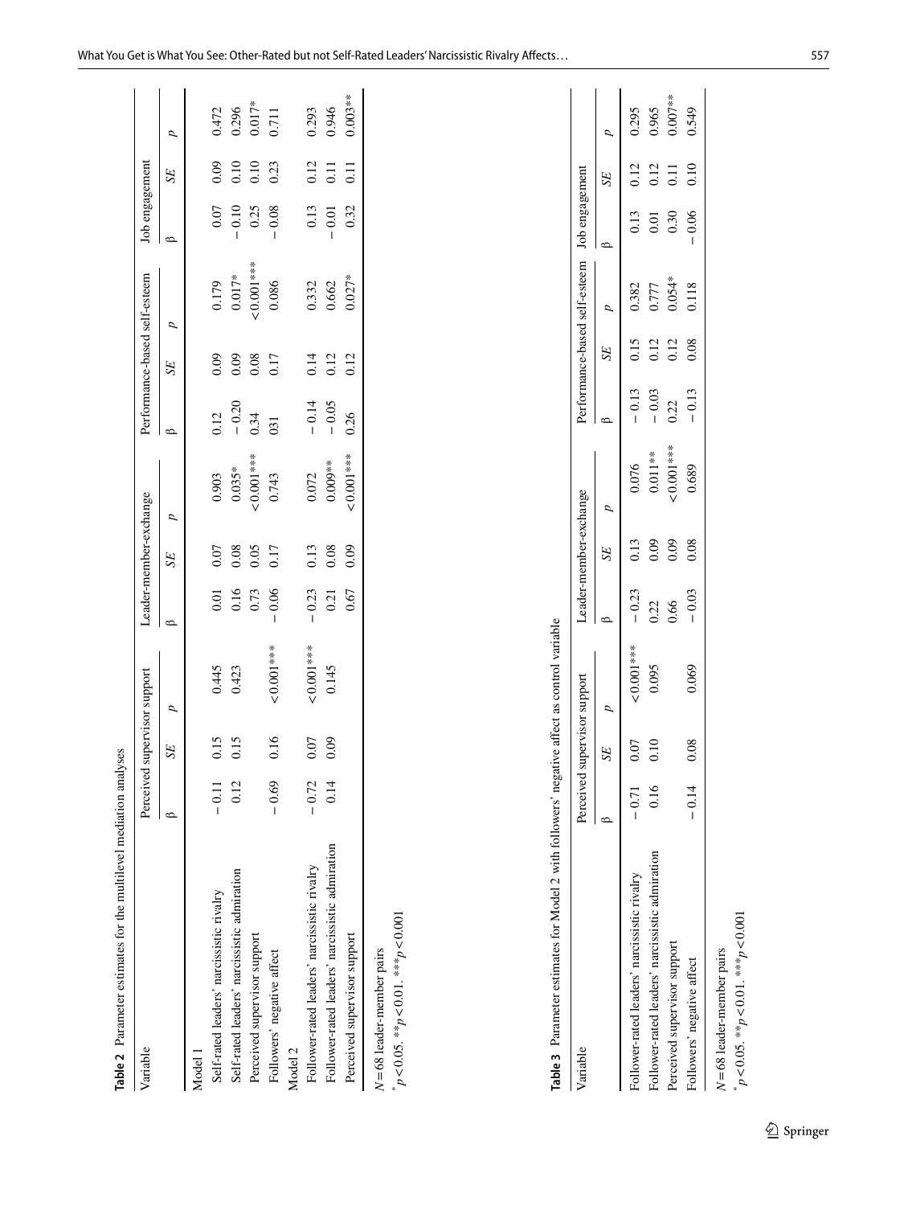**Table 2** Parameter estimates for the multilevel mediation analyses

| Variable | Perceived supervisor support | | | Leader-member-exchange | | | Performance-based self-esteem | | | Job engagement | | |
|---|---|---|---|---|---|---|---|---|---|---|---|---|
| | β | *SE* | *p* | β | *SE* | *p* | β | *SE* | *p* | β | *SE* | *p* |
| Model 1 | | | | | | | | | | | | |
| Self-rated leaders' narcissistic rivalry | − 0.11 | 0.15 | 0.445 | 0.01 | 0.07 | 0.903 | 0.12 | 0.09 | 0.179 | 0.07 | 0.09 | 0.472 |
| Self-rated leaders' narcissistic admiration | 0.12 | 0.15 | 0.423 | 0.16 | 0.08 | 0.035* | − 0.20 | 0.09 | 0.017* | − 0.10 | 0.10 | 0.296 |
| Perceived supervisor support | | | | 0.73 | 0.05 | <0.001*** | 0.34 | 0.08 | <0.001*** | 0.25 | 0.10 | 0.017* |
| Followers' negative affect | − 0.69 | 0.16 | <0.001*** | − 0.06 | 0.17 | 0.743 | 031 | 0.17 | 0.086 | − 0.08 | 0.23 | 0.711 |
| Model 2 | | | | | | | | | | | | |
| Follower-rated leaders' narcissistic rivalry | − 0.72 | 0.07 | <0.001*** | − 0.23 | 0.13 | 0.072 | − 0.14 | 0.14 | 0.332 | 0.13 | 0.12 | 0.293 |
| Follower-rated leaders' narcissistic admiration | 0.14 | 0.09 | 0.145 | 0.21 | 0.08 | 0.009** | − 0.05 | 0.12 | 0.662 | − 0.01 | 0.11 | 0.946 |
| Perceived supervisor support | | | | 0.67 | 0.09 | <0.001*** | 0.26 | 0.12 | 0.027* | 0.32 | 0.11 | 0.003** |

$N = 68$ leader-member pairs

$^{*}p < 0.05$. $^{**}p < 0.01$. $^{***}p < 0.001$

**Table 3** Parameter estimates for Model 2 with followers' negative affect as control variable

| Variable | Perceived supervisor support | | | Leader-member-exchange | | | Performance-based self-esteem | | | Job engagement | | |
|---|---|---|---|---|---|---|---|---|---|---|---|---|
| | β | *SE* | *p* | β | *SE* | *p* | β | *SE* | *p* | β | *SE* | *p* |
| Follower-rated leaders' narcissistic rivalry | − 0.71 | 0.07 | <0.001*** | − 0.23 | 0.13 | 0.076 | − 0.13 | 0.15 | 0.382 | 0.13 | 0.12 | 0.295 |
| Follower-rated leaders' narcissistic admiration | 0.16 | 0.10 | 0.095 | 0.22 | 0.09 | 0.011** | − 0.03 | 0.12 | 0.777 | 0.01 | 0.12 | 0.965 |
| Perceived supervisor support | | | | 0.66 | 0.09 | <0.001*** | 0.22 | 0.12 | 0.054* | 0.30 | 0.11 | 0.007** |
| Followers' negative affect | − 0.14 | 0.08 | 0.069 | − 0.03 | 0.08 | 0.689 | − 0.13 | 0.08 | 0.118 | − 0.06 | 0.10 | 0.549 |

$N = 68$ leader-member pairs

$^{*}p < 0.05$. $^{**}p < 0.01$. $^{***}p < 0.001$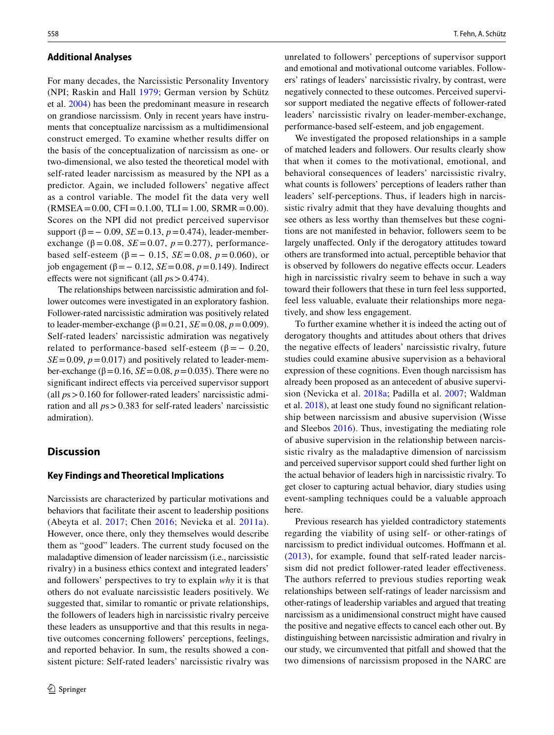### Additional Analyses

For many decades, the Narcissistic Personality Inventory (NPI; Raskin and Hall 1979; German version by Schütz et al. 2004) has been the predominant measure in research on grandiose narcissism. Only in recent years have instruments that conceptualize narcissism as a multidimensional construct emerged. To examine whether results differ on the basis of the conceptualization of narcissism as one- or two-dimensional, we also tested the theoretical model with self-rated leader narcissism as measured by the NPI as a predictor. Again, we included followers' negative affect as a control variable. The model fit the data very well (RMSEA = 0.00, CFI = 0.1.00, TLI = 1.00, SRMR = 0.00). Scores on the NPI did not predict perceived supervisor support ($\beta = -0.09$, $SE = 0.13$, $p = 0.474$), leader-member-exchange ($\beta = 0.08$, $SE = 0.07$, $p = 0.277$), performance-based self-esteem ($\beta = -0.15$, $SE = 0.08$, $p = 0.060$), or job engagement ($\beta = -0.12$, $SE = 0.08$, $p = 0.149$). Indirect effects were not significant (all $ps > 0.474$).

The relationships between narcissistic admiration and follower outcomes were investigated in an exploratory fashion. Follower-rated narcissistic admiration was positively related to leader-member-exchange ($\beta = 0.21$, $SE = 0.08$, $p = 0.009$). Self-rated leaders' narcissistic admiration was negatively related to performance-based self-esteem ($\beta = -0.20$, $SE = 0.09$, $p = 0.017$) and positively related to leader-member-exchange ($\beta = 0.16$, $SE = 0.08$, $p = 0.035$). There were no significant indirect effects via perceived supervisor support (all $ps > 0.160$ for follower-rated leaders' narcissistic admiration and all $ps > 0.383$ for self-rated leaders' narcissistic admiration).

## Discussion

### Key Findings and Theoretical Implications

Narcissists are characterized by particular motivations and behaviors that facilitate their ascent to leadership positions (Abeyta et al. 2017; Chen 2016; Nevicka et al. 2011a). However, once there, only they themselves would describe them as "good" leaders. The current study focused on the maladaptive dimension of leader narcissism (i.e., narcissistic rivalry) in a business ethics context and integrated leaders' and followers' perspectives to try to explain *why* it is that others do not evaluate narcissistic leaders positively. We suggested that, similar to romantic or private relationships, the followers of leaders high in narcissistic rivalry perceive these leaders as unsupportive and that this results in negative outcomes concerning followers' perceptions, feelings, and reported behavior. In sum, the results showed a consistent picture: Self-rated leaders' narcissistic rivalry was unrelated to followers' perceptions of supervisor support and emotional and motivational outcome variables. Followers' ratings of leaders' narcissistic rivalry, by contrast, were negatively connected to these outcomes. Perceived supervisor support mediated the negative effects of follower-rated leaders' narcissistic rivalry on leader-member-exchange, performance-based self-esteem, and job engagement.

We investigated the proposed relationships in a sample of matched leaders and followers. Our results clearly show that when it comes to the motivational, emotional, and behavioral consequences of leaders' narcissistic rivalry, what counts is followers' perceptions of leaders rather than leaders' self-perceptions. Thus, if leaders high in narcissistic rivalry admit that they have devaluing thoughts and see others as less worthy than themselves but these cognitions are not manifested in behavior, followers seem to be largely unaffected. Only if the derogatory attitudes toward others are transformed into actual, perceptible behavior that is observed by followers do negative effects occur. Leaders high in narcissistic rivalry seem to behave in such a way toward their followers that these in turn feel less supported, feel less valuable, evaluate their relationships more negatively, and show less engagement.

To further examine whether it is indeed the acting out of derogatory thoughts and attitudes about others that drives the negative effects of leaders' narcissistic rivalry, future studies could examine abusive supervision as a behavioral expression of these cognitions. Even though narcissism has already been proposed as an antecedent of abusive supervision (Nevicka et al. 2018a; Padilla et al. 2007; Waldman et al. 2018), at least one study found no significant relationship between narcissism and abusive supervision (Wisse and Sleebos 2016). Thus, investigating the mediating role of abusive supervision in the relationship between narcissistic rivalry as the maladaptive dimension of narcissism and perceived supervisor support could shed further light on the actual behavior of leaders high in narcissistic rivalry. To get closer to capturing actual behavior, diary studies using event-sampling techniques could be a valuable approach here.

Previous research has yielded contradictory statements regarding the viability of using self- or other-ratings of narcissism to predict individual outcomes. Hoffmann et al. (2013), for example, found that self-rated leader narcissism did not predict follower-rated leader effectiveness. The authors referred to previous studies reporting weak relationships between self-ratings of leader narcissism and other-ratings of leadership variables and argued that treating narcissism as a unidimensional construct might have caused the positive and negative effects to cancel each other out. By distinguishing between narcissistic admiration and rivalry in our study, we circumvented that pitfall and showed that the two dimensions of narcissism proposed in the NARC are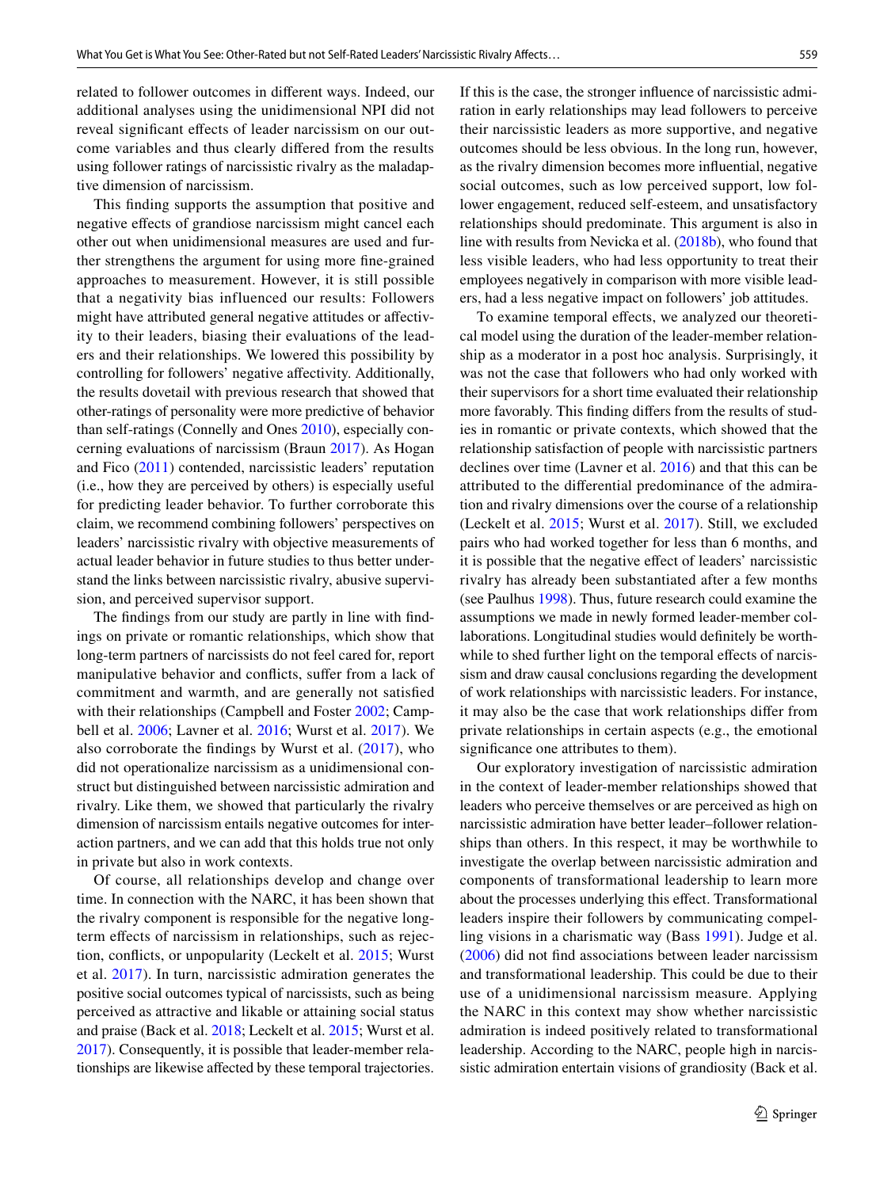related to follower outcomes in different ways. Indeed, our additional analyses using the unidimensional NPI did not reveal significant effects of leader narcissism on our outcome variables and thus clearly differed from the results using follower ratings of narcissistic rivalry as the maladaptive dimension of narcissism.

This finding supports the assumption that positive and negative effects of grandiose narcissism might cancel each other out when unidimensional measures are used and further strengthens the argument for using more fine-grained approaches to measurement. However, it is still possible that a negativity bias influenced our results: Followers might have attributed general negative attitudes or affectivity to their leaders, biasing their evaluations of the leaders and their relationships. We lowered this possibility by controlling for followers' negative affectivity. Additionally, the results dovetail with previous research that showed that other-ratings of personality were more predictive of behavior than self-ratings (Connelly and Ones 2010), especially concerning evaluations of narcissism (Braun 2017). As Hogan and Fico (2011) contended, narcissistic leaders' reputation (i.e., how they are perceived by others) is especially useful for predicting leader behavior. To further corroborate this claim, we recommend combining followers' perspectives on leaders' narcissistic rivalry with objective measurements of actual leader behavior in future studies to thus better understand the links between narcissistic rivalry, abusive supervision, and perceived supervisor support.

The findings from our study are partly in line with findings on private or romantic relationships, which show that long-term partners of narcissists do not feel cared for, report manipulative behavior and conflicts, suffer from a lack of commitment and warmth, and are generally not satisfied with their relationships (Campbell and Foster 2002; Campbell et al. 2006; Lavner et al. 2016; Wurst et al. 2017). We also corroborate the findings by Wurst et al. (2017), who did not operationalize narcissism as a unidimensional construct but distinguished between narcissistic admiration and rivalry. Like them, we showed that particularly the rivalry dimension of narcissism entails negative outcomes for interaction partners, and we can add that this holds true not only in private but also in work contexts.

Of course, all relationships develop and change over time. In connection with the NARC, it has been shown that the rivalry component is responsible for the negative long-term effects of narcissism in relationships, such as rejection, conflicts, or unpopularity (Leckelt et al. 2015; Wurst et al. 2017). In turn, narcissistic admiration generates the positive social outcomes typical of narcissists, such as being perceived as attractive and likable or attaining social status and praise (Back et al. 2018; Leckelt et al. 2015; Wurst et al. 2017). Consequently, it is possible that leader-member relationships are likewise affected by these temporal trajectories. If this is the case, the stronger influence of narcissistic admiration in early relationships may lead followers to perceive their narcissistic leaders as more supportive, and negative outcomes should be less obvious. In the long run, however, as the rivalry dimension becomes more influential, negative social outcomes, such as low perceived support, low follower engagement, reduced self-esteem, and unsatisfactory relationships should predominate. This argument is also in line with results from Nevicka et al. (2018b), who found that less visible leaders, who had less opportunity to treat their employees negatively in comparison with more visible leaders, had a less negative impact on followers' job attitudes.

To examine temporal effects, we analyzed our theoretical model using the duration of the leader-member relationship as a moderator in a post hoc analysis. Surprisingly, it was not the case that followers who had only worked with their supervisors for a short time evaluated their relationship more favorably. This finding differs from the results of studies in romantic or private contexts, which showed that the relationship satisfaction of people with narcissistic partners declines over time (Lavner et al. 2016) and that this can be attributed to the differential predominance of the admiration and rivalry dimensions over the course of a relationship (Leckelt et al. 2015; Wurst et al. 2017). Still, we excluded pairs who had worked together for less than 6 months, and it is possible that the negative effect of leaders' narcissistic rivalry has already been substantiated after a few months (see Paulhus 1998). Thus, future research could examine the assumptions we made in newly formed leader-member collaborations. Longitudinal studies would definitely be worthwhile to shed further light on the temporal effects of narcissism and draw causal conclusions regarding the development of work relationships with narcissistic leaders. For instance, it may also be the case that work relationships differ from private relationships in certain aspects (e.g., the emotional significance one attributes to them).

Our exploratory investigation of narcissistic admiration in the context of leader-member relationships showed that leaders who perceive themselves or are perceived as high on narcissistic admiration have better leader–follower relationships than others. In this respect, it may be worthwhile to investigate the overlap between narcissistic admiration and components of transformational leadership to learn more about the processes underlying this effect. Transformational leaders inspire their followers by communicating compelling visions in a charismatic way (Bass 1991). Judge et al. (2006) did not find associations between leader narcissism and transformational leadership. This could be due to their use of a unidimensional narcissism measure. Applying the NARC in this context may show whether narcissistic admiration is indeed positively related to transformational leadership. According to the NARC, people high in narcissistic admiration entertain visions of grandiosity (Back et al.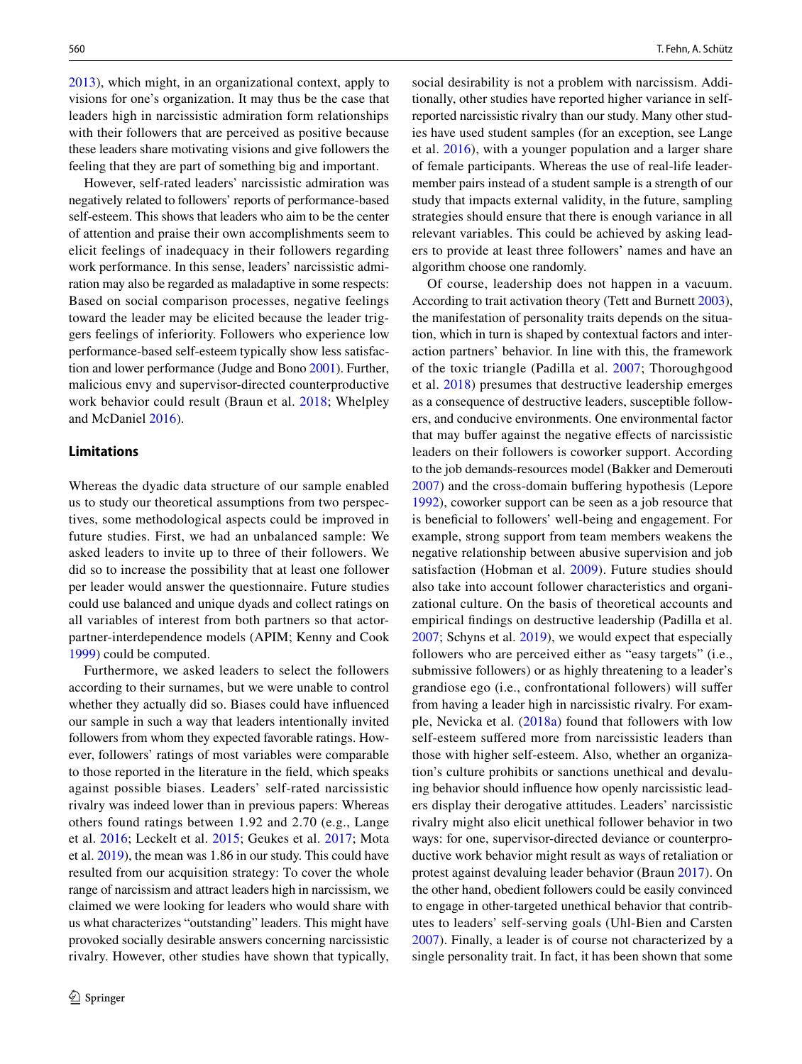2013), which might, in an organizational context, apply to visions for one's organization. It may thus be the case that leaders high in narcissistic admiration form relationships with their followers that are perceived as positive because these leaders share motivating visions and give followers the feeling that they are part of something big and important.

However, self-rated leaders' narcissistic admiration was negatively related to followers' reports of performance-based self-esteem. This shows that leaders who aim to be the center of attention and praise their own accomplishments seem to elicit feelings of inadequacy in their followers regarding work performance. In this sense, leaders' narcissistic admiration may also be regarded as maladaptive in some respects: Based on social comparison processes, negative feelings toward the leader may be elicited because the leader triggers feelings of inferiority. Followers who experience low performance-based self-esteem typically show less satisfaction and lower performance (Judge and Bono 2001). Further, malicious envy and supervisor-directed counterproductive work behavior could result (Braun et al. 2018; Whelpley and McDaniel 2016).

## Limitations

Whereas the dyadic data structure of our sample enabled us to study our theoretical assumptions from two perspectives, some methodological aspects could be improved in future studies. First, we had an unbalanced sample: We asked leaders to invite up to three of their followers. We did so to increase the possibility that at least one follower per leader would answer the questionnaire. Future studies could use balanced and unique dyads and collect ratings on all variables of interest from both partners so that actor-partner-interdependence models (APIM; Kenny and Cook 1999) could be computed.

Furthermore, we asked leaders to select the followers according to their surnames, but we were unable to control whether they actually did so. Biases could have influenced our sample in such a way that leaders intentionally invited followers from whom they expected favorable ratings. However, followers' ratings of most variables were comparable to those reported in the literature in the field, which speaks against possible biases. Leaders' self-rated narcissistic rivalry was indeed lower than in previous papers: Whereas others found ratings between 1.92 and 2.70 (e.g., Lange et al. 2016; Leckelt et al. 2015; Geukes et al. 2017; Mota et al. 2019), the mean was 1.86 in our study. This could have resulted from our acquisition strategy: To cover the whole range of narcissism and attract leaders high in narcissism, we claimed we were looking for leaders who would share with us what characterizes "outstanding" leaders. This might have provoked socially desirable answers concerning narcissistic rivalry. However, other studies have shown that typically, social desirability is not a problem with narcissism. Additionally, other studies have reported higher variance in self-reported narcissistic rivalry than our study. Many other studies have used student samples (for an exception, see Lange et al. 2016), with a younger population and a larger share of female participants. Whereas the use of real-life leader-member pairs instead of a student sample is a strength of our study that impacts external validity, in the future, sampling strategies should ensure that there is enough variance in all relevant variables. This could be achieved by asking leaders to provide at least three followers' names and have an algorithm choose one randomly.

Of course, leadership does not happen in a vacuum. According to trait activation theory (Tett and Burnett 2003), the manifestation of personality traits depends on the situation, which in turn is shaped by contextual factors and interaction partners' behavior. In line with this, the framework of the toxic triangle (Padilla et al. 2007; Thoroughgood et al. 2018) presumes that destructive leadership emerges as a consequence of destructive leaders, susceptible followers, and conducive environments. One environmental factor that may buffer against the negative effects of narcissistic leaders on their followers is coworker support. According to the job demands-resources model (Bakker and Demerouti 2007) and the cross-domain buffering hypothesis (Lepore 1992), coworker support can be seen as a job resource that is beneficial to followers' well-being and engagement. For example, strong support from team members weakens the negative relationship between abusive supervision and job satisfaction (Hobman et al. 2009). Future studies should also take into account follower characteristics and organizational culture. On the basis of theoretical accounts and empirical findings on destructive leadership (Padilla et al. 2007; Schyns et al. 2019), we would expect that especially followers who are perceived either as "easy targets" (i.e., submissive followers) or as highly threatening to a leader's grandiose ego (i.e., confrontational followers) will suffer from having a leader high in narcissistic rivalry. For example, Nevicka et al. (2018a) found that followers with low self-esteem suffered more from narcissistic leaders than those with higher self-esteem. Also, whether an organization's culture prohibits or sanctions unethical and devaluing behavior should influence how openly narcissistic leaders display their derogative attitudes. Leaders' narcissistic rivalry might also elicit unethical follower behavior in two ways: for one, supervisor-directed deviance or counterproductive work behavior might result as ways of retaliation or protest against devaluing leader behavior (Braun 2017). On the other hand, obedient followers could be easily convinced to engage in other-targeted unethical behavior that contributes to leaders' self-serving goals (Uhl-Bien and Carsten 2007). Finally, a leader is of course not characterized by a single personality trait. In fact, it has been shown that some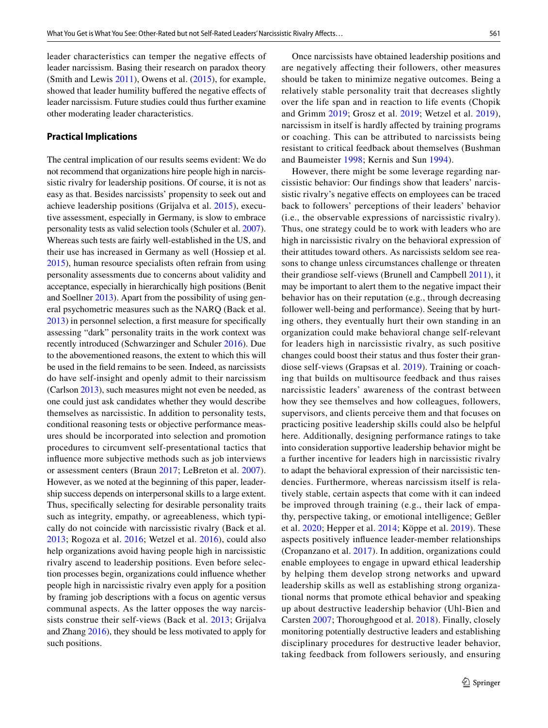leader characteristics can temper the negative effects of leader narcissism. Basing their research on paradox theory (Smith and Lewis 2011), Owens et al. (2015), for example, showed that leader humility buffered the negative effects of leader narcissism. Future studies could thus further examine other moderating leader characteristics.

### Practical Implications

The central implication of our results seems evident: We do not recommend that organizations hire people high in narcissistic rivalry for leadership positions. Of course, it is not as easy as that. Besides narcissists' propensity to seek out and achieve leadership positions (Grijalva et al. 2015), executive assessment, especially in Germany, is slow to embrace personality tests as valid selection tools (Schuler et al. 2007). Whereas such tests are fairly well-established in the US, and their use has increased in Germany as well (Hossiep et al. 2015), human resource specialists often refrain from using personality assessments due to concerns about validity and acceptance, especially in hierarchically high positions (Benit and Soellner 2013). Apart from the possibility of using general psychometric measures such as the NARQ (Back et al. 2013) in personnel selection, a first measure for specifically assessing "dark" personality traits in the work context was recently introduced (Schwarzinger and Schuler 2016). Due to the abovementioned reasons, the extent to which this will be used in the field remains to be seen. Indeed, as narcissists do have self-insight and openly admit to their narcissism (Carlson 2013), such measures might not even be needed, as one could just ask candidates whether they would describe themselves as narcissistic. In addition to personality tests, conditional reasoning tests or objective performance measures should be incorporated into selection and promotion procedures to circumvent self-presentational tactics that influence more subjective methods such as job interviews or assessment centers (Braun 2017; LeBreton et al. 2007). However, as we noted at the beginning of this paper, leadership success depends on interpersonal skills to a large extent. Thus, specifically selecting for desirable personality traits such as integrity, empathy, or agreeableness, which typically do not coincide with narcissistic rivalry (Back et al. 2013; Rogoza et al. 2016; Wetzel et al. 2016), could also help organizations avoid having people high in narcissistic rivalry ascend to leadership positions. Even before selection processes begin, organizations could influence whether people high in narcissistic rivalry even apply for a position by framing job descriptions with a focus on agentic versus communal aspects. As the latter opposes the way narcissists construe their self-views (Back et al. 2013; Grijalva and Zhang 2016), they should be less motivated to apply for such positions.

Once narcissists have obtained leadership positions and are negatively affecting their followers, other measures should be taken to minimize negative outcomes. Being a relatively stable personality trait that decreases slightly over the life span and in reaction to life events (Chopik and Grimm 2019; Grosz et al. 2019; Wetzel et al. 2019), narcissism in itself is hardly affected by training programs or coaching. This can be attributed to narcissists being resistant to critical feedback about themselves (Bushman and Baumeister 1998; Kernis and Sun 1994).

However, there might be some leverage regarding narcissistic behavior: Our findings show that leaders' narcissistic rivalry's negative effects on employees can be traced back to followers' perceptions of their leaders' behavior (i.e., the observable expressions of narcissistic rivalry). Thus, one strategy could be to work with leaders who are high in narcissistic rivalry on the behavioral expression of their attitudes toward others. As narcissists seldom see reasons to change unless circumstances challenge or threaten their grandiose self-views (Brunell and Campbell 2011), it may be important to alert them to the negative impact their behavior has on their reputation (e.g., through decreasing follower well-being and performance). Seeing that by hurting others, they eventually hurt their own standing in an organization could make behavioral change self-relevant for leaders high in narcissistic rivalry, as such positive changes could boost their status and thus foster their grandiose self-views (Grapsas et al. 2019). Training or coaching that builds on multisource feedback and thus raises narcissistic leaders' awareness of the contrast between how they see themselves and how colleagues, followers, supervisors, and clients perceive them and that focuses on practicing positive leadership skills could also be helpful here. Additionally, designing performance ratings to take into consideration supportive leadership behavior might be a further incentive for leaders high in narcissistic rivalry to adapt the behavioral expression of their narcissistic tendencies. Furthermore, whereas narcissism itself is relatively stable, certain aspects that come with it can indeed be improved through training (e.g., their lack of empathy, perspective taking, or emotional intelligence; Geßler et al. 2020; Hepper et al. 2014; Köppe et al. 2019). These aspects positively influence leader-member relationships (Cropanzano et al. 2017). In addition, organizations could enable employees to engage in upward ethical leadership by helping them develop strong networks and upward leadership skills as well as establishing strong organizational norms that promote ethical behavior and speaking up about destructive leadership behavior (Uhl-Bien and Carsten 2007; Thoroughgood et al. 2018). Finally, closely monitoring potentially destructive leaders and establishing disciplinary procedures for destructive leader behavior, taking feedback from followers seriously, and ensuring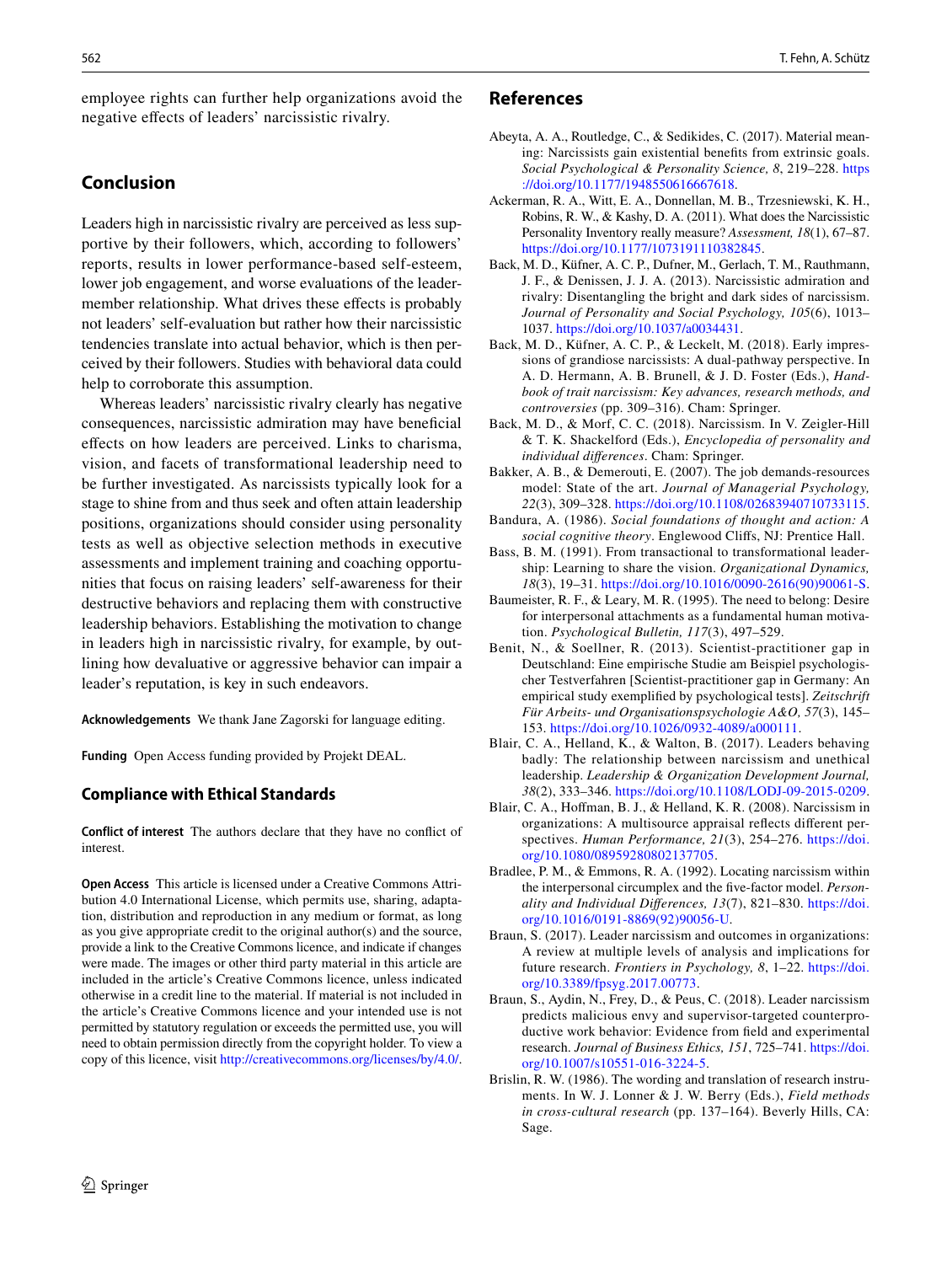employee rights can further help organizations avoid the negative effects of leaders' narcissistic rivalry.

## Conclusion

Leaders high in narcissistic rivalry are perceived as less supportive by their followers, which, according to followers' reports, results in lower performance-based self-esteem, lower job engagement, and worse evaluations of the leader-member relationship. What drives these effects is probably not leaders' self-evaluation but rather how their narcissistic tendencies translate into actual behavior, which is then perceived by their followers. Studies with behavioral data could help to corroborate this assumption.

Whereas leaders' narcissistic rivalry clearly has negative consequences, narcissistic admiration may have beneficial effects on how leaders are perceived. Links to charisma, vision, and facets of transformational leadership need to be further investigated. As narcissists typically look for a stage to shine from and thus seek and often attain leadership positions, organizations should consider using personality tests as well as objective selection methods in executive assessments and implement training and coaching opportunities that focus on raising leaders' self-awareness for their destructive behaviors and replacing them with constructive leadership behaviors. Establishing the motivation to change in leaders high in narcissistic rivalry, for example, by outlining how devaluative or aggressive behavior can impair a leader's reputation, is key in such endeavors.

**Acknowledgements** We thank Jane Zagorski for language editing.

**Funding** Open Access funding provided by Projekt DEAL.

### Compliance with Ethical Standards

**Conflict of interest** The authors declare that they have no conflict of interest.

**Open Access** This article is licensed under a Creative Commons Attribution 4.0 International License, which permits use, sharing, adaptation, distribution and reproduction in any medium or format, as long as you give appropriate credit to the original author(s) and the source, provide a link to the Creative Commons licence, and indicate if changes were made. The images or other third party material in this article are included in the article's Creative Commons licence, unless indicated otherwise in a credit line to the material. If material is not included in the article's Creative Commons licence and your intended use is not permitted by statutory regulation or exceeds the permitted use, you will need to obtain permission directly from the copyright holder. To view a copy of this licence, visit http://creativecommons.org/licenses/by/4.0/.

## References

Abeyta, A. A., Routledge, C., & Sedikides, C. (2017). Material meaning: Narcissists gain existential benefits from extrinsic goals. *Social Psychological & Personality Science, 8*, 219–228. https://doi.org/10.1177/1948550616667618.

Ackerman, R. A., Witt, E. A., Donnellan, M. B., Trzesniewski, K. H., Robins, R. W., & Kashy, D. A. (2011). What does the Narcissistic Personality Inventory really measure? *Assessment, 18*(1), 67–87. https://doi.org/10.1177/1073191110382845.

Back, M. D., Küfner, A. C. P., Dufner, M., Gerlach, T. M., Rauthmann, J. F., & Denissen, J. J. A. (2013). Narcissistic admiration and rivalry: Disentangling the bright and dark sides of narcissism. *Journal of Personality and Social Psychology, 105*(6), 1013–1037. https://doi.org/10.1037/a0034431.

Back, M. D., Küfner, A. C. P., & Leckelt, M. (2018). Early impressions of grandiose narcissists: A dual-pathway perspective. In A. D. Hermann, A. B. Brunell, & J. D. Foster (Eds.), *Handbook of trait narcissism: Key advances, research methods, and controversies* (pp. 309–316). Cham: Springer.

Back, M. D., & Morf, C. C. (2018). Narcissism. In V. Zeigler-Hill & T. K. Shackelford (Eds.), *Encyclopedia of personality and individual differences*. Cham: Springer.

Bakker, A. B., & Demerouti, E. (2007). The job demands-resources model: State of the art. *Journal of Managerial Psychology, 22*(3), 309–328. https://doi.org/10.1108/02683940710733115.

Bandura, A. (1986). *Social foundations of thought and action: A social cognitive theory*. Englewood Cliffs, NJ: Prentice Hall.

Bass, B. M. (1991). From transactional to transformational leadership: Learning to share the vision. *Organizational Dynamics, 18*(3), 19–31. https://doi.org/10.1016/0090-2616(90)90061-S.

Baumeister, R. F., & Leary, M. R. (1995). The need to belong: Desire for interpersonal attachments as a fundamental human motivation. *Psychological Bulletin, 117*(3), 497–529.

Benit, N., & Soellner, R. (2013). Scientist-practitioner gap in Deutschland: Eine empirische Studie am Beispiel psychologischer Testverfahren [Scientist-practitioner gap in Germany: An empirical study exemplified by psychological tests]. *Zeitschrift Für Arbeits- und Organisationspsychologie A&O, 57*(3), 145–153. https://doi.org/10.1026/0932-4089/a000111.

Blair, C. A., Helland, K., & Walton, B. (2017). Leaders behaving badly: The relationship between narcissism and unethical leadership. *Leadership & Organization Development Journal, 38*(2), 333–346. https://doi.org/10.1108/LODJ-09-2015-0209.

Blair, C. A., Hoffman, B. J., & Helland, K. R. (2008). Narcissism in organizations: A multisource appraisal reflects different perspectives. *Human Performance, 21*(3), 254–276. https://doi.org/10.1080/08959280802137705.

Bradlee, P. M., & Emmons, R. A. (1992). Locating narcissism within the interpersonal circumplex and the five-factor model. *Personality and Individual Differences, 13*(7), 821–830. https://doi.org/10.1016/0191-8869(92)90056-U.

Braun, S. (2017). Leader narcissism and outcomes in organizations: A review at multiple levels of analysis and implications for future research. *Frontiers in Psychology, 8*, 1–22. https://doi.org/10.3389/fpsyg.2017.00773.

Braun, S., Aydin, N., Frey, D., & Peus, C. (2018). Leader narcissism predicts malicious envy and supervisor-targeted counterproductive work behavior: Evidence from field and experimental research. *Journal of Business Ethics, 151*, 725–741. https://doi.org/10.1007/s10551-016-3224-5.

Brislin, R. W. (1986). The wording and translation of research instruments. In W. J. Lonner & J. W. Berry (Eds.), *Field methods in cross-cultural research* (pp. 137–164). Beverly Hills, CA: Sage.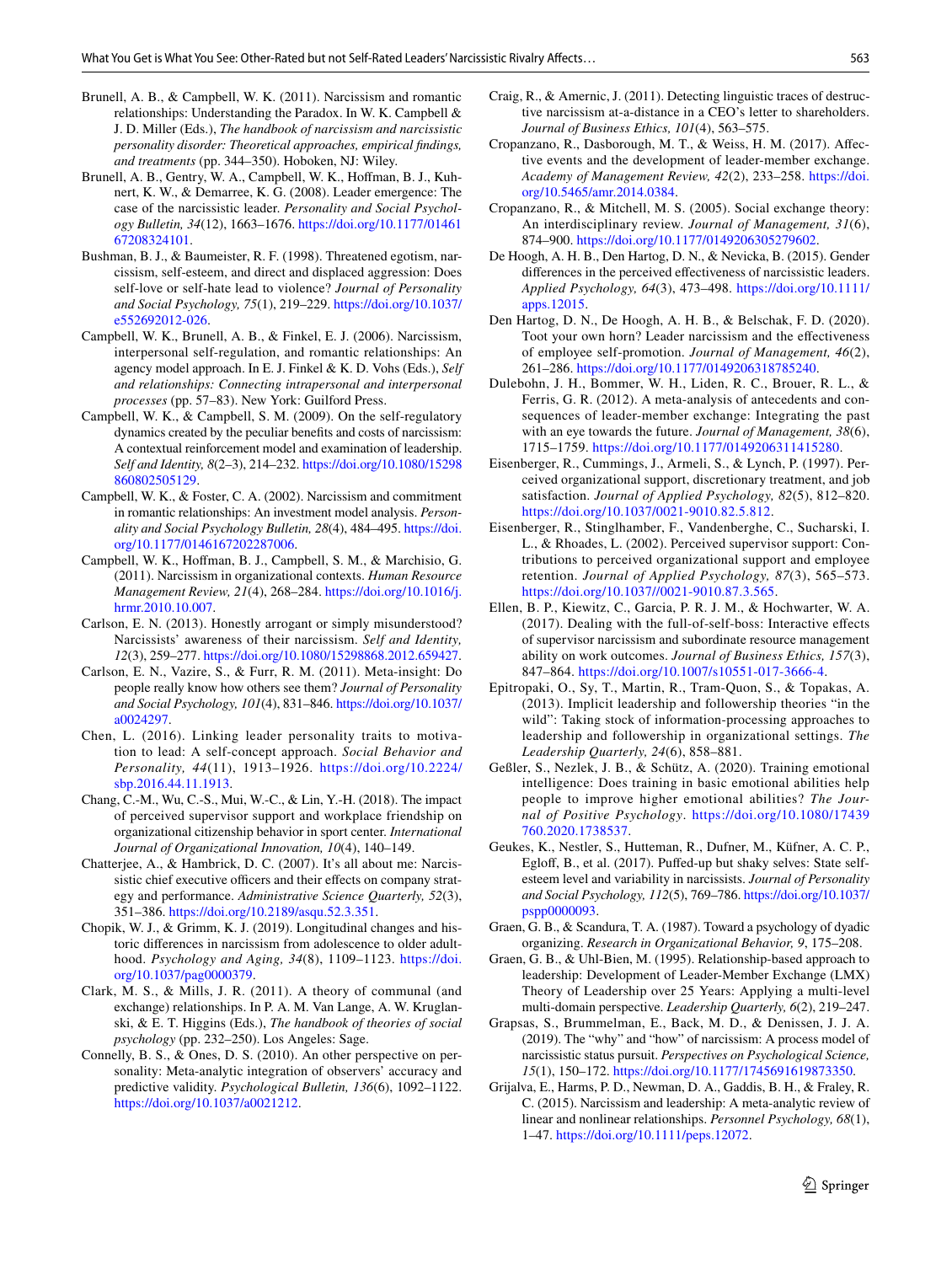Brunell, A. B., & Campbell, W. K. (2011). Narcissism and romantic relationships: Understanding the Paradox. In W. K. Campbell & J. D. Miller (Eds.), *The handbook of narcissism and narcissistic personality disorder: Theoretical approaches, empirical findings, and treatments* (pp. 344–350). Hoboken, NJ: Wiley.

Brunell, A. B., Gentry, W. A., Campbell, W. K., Hoffman, B. J., Kuhnert, K. W., & Demarree, K. G. (2008). Leader emergence: The case of the narcissistic leader. *Personality and Social Psychology Bulletin, 34*(12), 1663–1676. https://doi.org/10.1177/0146167208324101.

Bushman, B. J., & Baumeister, R. F. (1998). Threatened egotism, narcissism, self-esteem, and direct and displaced aggression: Does self-love or self-hate lead to violence? *Journal of Personality and Social Psychology, 75*(1), 219–229. https://doi.org/10.1037/e552692012-026.

Campbell, W. K., Brunell, A. B., & Finkel, E. J. (2006). Narcissism, interpersonal self-regulation, and romantic relationships: An agency model approach. In E. J. Finkel & K. D. Vohs (Eds.), *Self and relationships: Connecting intrapersonal and interpersonal processes* (pp. 57–83). New York: Guilford Press.

Campbell, W. K., & Campbell, S. M. (2009). On the self-regulatory dynamics created by the peculiar benefits and costs of narcissism: A contextual reinforcement model and examination of leadership. *Self and Identity, 8*(2–3), 214–232. https://doi.org/10.1080/15298860802505129.

Campbell, W. K., & Foster, C. A. (2002). Narcissism and commitment in romantic relationships: An investment model analysis. *Personality and Social Psychology Bulletin, 28*(4), 484–495. https://doi.org/10.1177/0146167202287006.

Campbell, W. K., Hoffman, B. J., Campbell, S. M., & Marchisio, G. (2011). Narcissism in organizational contexts. *Human Resource Management Review, 21*(4), 268–284. https://doi.org/10.1016/j.hrmr.2010.10.007.

Carlson, E. N. (2013). Honestly arrogant or simply misunderstood? Narcissists' awareness of their narcissism. *Self and Identity, 12*(3), 259–277. https://doi.org/10.1080/15298868.2012.659427.

Carlson, E. N., Vazire, S., & Furr, R. M. (2011). Meta-insight: Do people really know how others see them? *Journal of Personality and Social Psychology, 101*(4), 831–846. https://doi.org/10.1037/a0024297.

Chen, L. (2016). Linking leader personality traits to motivation to lead: A self-concept approach. *Social Behavior and Personality, 44*(11), 1913–1926. https://doi.org/10.2224/sbp.2016.44.11.1913.

Chang, C.-M., Wu, C.-S., Mui, W.-C., & Lin, Y.-H. (2018). The impact of perceived supervisor support and workplace friendship on organizational citizenship behavior in sport center. *International Journal of Organizational Innovation, 10*(4), 140–149.

Chatterjee, A., & Hambrick, D. C. (2007). It's all about me: Narcissistic chief executive officers and their effects on company strategy and performance. *Administrative Science Quarterly, 52*(3), 351–386. https://doi.org/10.2189/asqu.52.3.351.

Chopik, W. J., & Grimm, K. J. (2019). Longitudinal changes and historic differences in narcissism from adolescence to older adulthood. *Psychology and Aging, 34*(8), 1109–1123. https://doi.org/10.1037/pag0000379.

Clark, M. S., & Mills, J. R. (2011). A theory of communal (and exchange) relationships. In P. A. M. Van Lange, A. W. Kruglanski, & E. T. Higgins (Eds.), *The handbook of theories of social psychology* (pp. 232–250). Los Angeles: Sage.

Connelly, B. S., & Ones, D. S. (2010). An other perspective on personality: Meta-analytic integration of observers' accuracy and predictive validity. *Psychological Bulletin, 136*(6), 1092–1122. https://doi.org/10.1037/a0021212.

Craig, R., & Amernic, J. (2011). Detecting linguistic traces of destructive narcissism at-a-distance in a CEO's letter to shareholders. *Journal of Business Ethics, 101*(4), 563–575.

Cropanzano, R., Dasborough, M. T., & Weiss, H. M. (2017). Affective events and the development of leader-member exchange. *Academy of Management Review, 42*(2), 233–258. https://doi.org/10.5465/amr.2014.0384.

Cropanzano, R., & Mitchell, M. S. (2005). Social exchange theory: An interdisciplinary review. *Journal of Management, 31*(6), 874–900. https://doi.org/10.1177/0149206305279602.

De Hoogh, A. H. B., Den Hartog, D. N., & Nevicka, B. (2015). Gender differences in the perceived effectiveness of narcissistic leaders. *Applied Psychology, 64*(3), 473–498. https://doi.org/10.1111/apps.12015.

Den Hartog, D. N., De Hoogh, A. H. B., & Belschak, F. D. (2020). Toot your own horn? Leader narcissism and the effectiveness of employee self-promotion. *Journal of Management, 46*(2), 261–286. https://doi.org/10.1177/0149206318785240.

Dulebohn, J. H., Bommer, W. H., Liden, R. C., Brouer, R. L., & Ferris, G. R. (2012). A meta-analysis of antecedents and consequences of leader-member exchange: Integrating the past with an eye towards the future. *Journal of Management, 38*(6), 1715–1759. https://doi.org/10.1177/0149206311415280.

Eisenberger, R., Cummings, J., Armeli, S., & Lynch, P. (1997). Perceived organizational support, discretionary treatment, and job satisfaction. *Journal of Applied Psychology, 82*(5), 812–820. https://doi.org/10.1037/0021-9010.82.5.812.

Eisenberger, R., Stinglhamber, F., Vandenberghe, C., Sucharski, I. L., & Rhoades, L. (2002). Perceived supervisor support: Contributions to perceived organizational support and employee retention. *Journal of Applied Psychology, 87*(3), 565–573. https://doi.org/10.1037//0021-9010.87.3.565.

Ellen, B. P., Kiewitz, C., Garcia, P. R. J. M., & Hochwarter, W. A. (2017). Dealing with the full-of-self-boss: Interactive effects of supervisor narcissism and subordinate resource management ability on work outcomes. *Journal of Business Ethics, 157*(3), 847–864. https://doi.org/10.1007/s10551-017-3666-4.

Epitropaki, O., Sy, T., Martin, R., Tram-Quon, S., & Topakas, A. (2013). Implicit leadership and followership theories "in the wild": Taking stock of information-processing approaches to leadership and followership in organizational settings. *The Leadership Quarterly, 24*(6), 858–881.

Geßler, S., Nezlek, J. B., & Schütz, A. (2020). Training emotional intelligence: Does training in basic emotional abilities help people to improve higher emotional abilities? *The Journal of Positive Psychology*. https://doi.org/10.1080/17439760.2020.1738537.

Geukes, K., Nestler, S., Hutteman, R., Dufner, M., Küfner, A. C. P., Egloff, B., et al. (2017). Puffed-up but shaky selves: State self-esteem level and variability in narcissists. *Journal of Personality and Social Psychology, 112*(5), 769–786. https://doi.org/10.1037/pspp0000093.

Graen, G. B., & Scandura, T. A. (1987). Toward a psychology of dyadic organizing. *Research in Organizational Behavior, 9*, 175–208.

Graen, G. B., & Uhl-Bien, M. (1995). Relationship-based approach to leadership: Development of Leader-Member Exchange (LMX) Theory of Leadership over 25 Years: Applying a multi-level multi-domain perspective. *Leadership Quarterly, 6*(2), 219–247.

Grapsas, S., Brummelman, E., Back, M. D., & Denissen, J. J. A. (2019). The "why" and "how" of narcissism: A process model of narcissistic status pursuit. *Perspectives on Psychological Science, 15*(1), 150–172. https://doi.org/10.1177/1745691619873350.

Grijalva, E., Harms, P. D., Newman, D. A., Gaddis, B. H., & Fraley, R. C. (2015). Narcissism and leadership: A meta-analytic review of linear and nonlinear relationships. *Personnel Psychology, 68*(1), 1–47. https://doi.org/10.1111/peps.12072.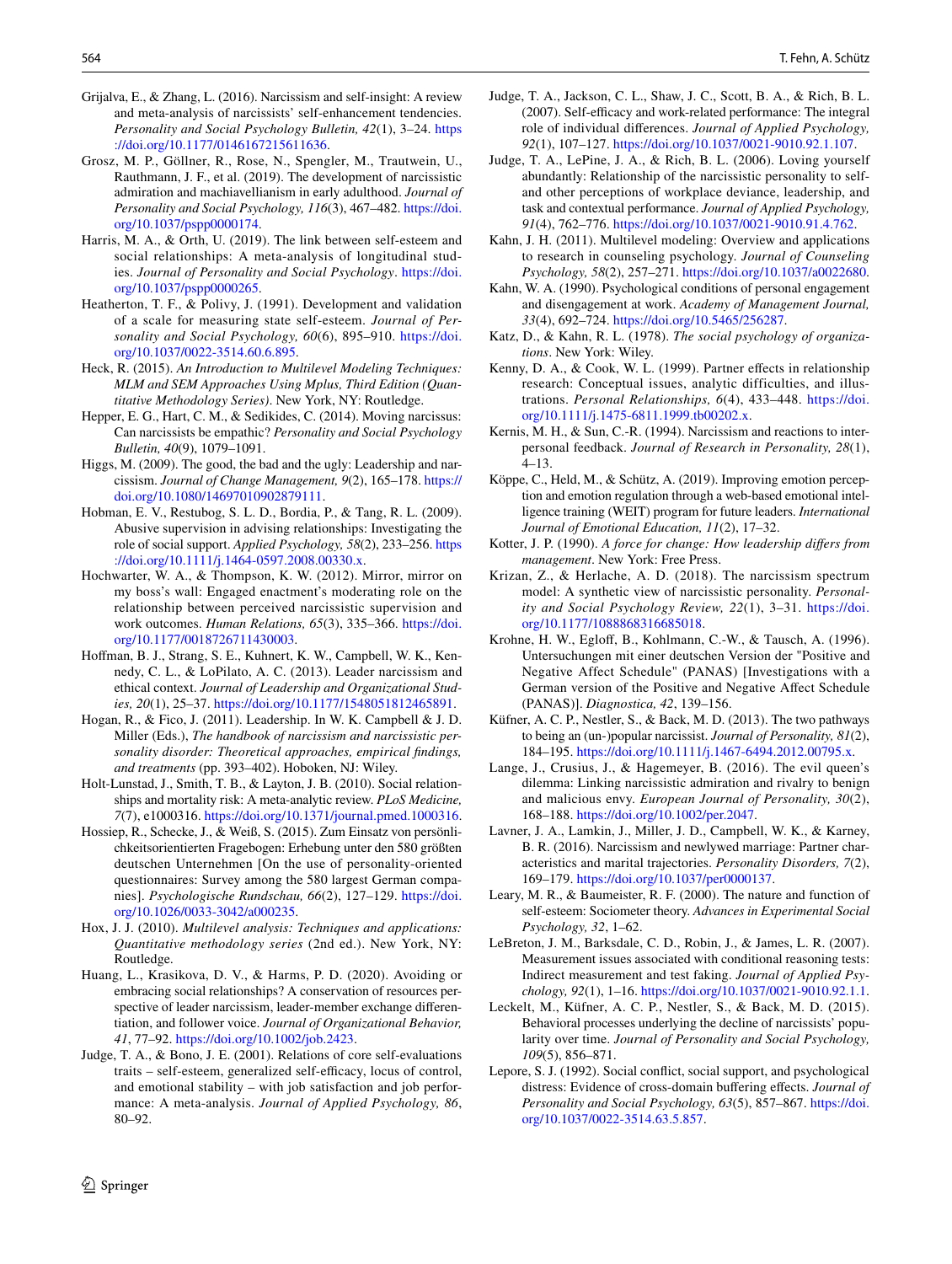Grijalva, E., & Zhang, L. (2016). Narcissism and self-insight: A review and meta-analysis of narcissists' self-enhancement tendencies. *Personality and Social Psychology Bulletin, 42*(1), 3–24. https://doi.org/10.1177/0146167215611636.

Grosz, M. P., Göllner, R., Rose, N., Spengler, M., Trautwein, U., Rauthmann, J. F., et al. (2019). The development of narcissistic admiration and machiavellianism in early adulthood. *Journal of Personality and Social Psychology, 116*(3), 467–482. https://doi.org/10.1037/pspp0000174.

Harris, M. A., & Orth, U. (2019). The link between self-esteem and social relationships: A meta-analysis of longitudinal studies. *Journal of Personality and Social Psychology*. https://doi.org/10.1037/pspp0000265.

Heatherton, T. F., & Polivy, J. (1991). Development and validation of a scale for measuring state self-esteem. *Journal of Personality and Social Psychology, 60*(6), 895–910. https://doi.org/10.1037/0022-3514.60.6.895.

Heck, R. (2015). *An Introduction to Multilevel Modeling Techniques: MLM and SEM Approaches Using Mplus, Third Edition (Quantitative Methodology Series)*. New York, NY: Routledge.

Hepper, E. G., Hart, C. M., & Sedikides, C. (2014). Moving narcissus: Can narcissists be empathic? *Personality and Social Psychology Bulletin, 40*(9), 1079–1091.

Higgs, M. (2009). The good, the bad and the ugly: Leadership and narcissism. *Journal of Change Management, 9*(2), 165–178. https://doi.org/10.1080/14697010902879111.

Hobman, E. V., Restubog, S. L. D., Bordia, P., & Tang, R. L. (2009). Abusive supervision in advising relationships: Investigating the role of social support. *Applied Psychology, 58*(2), 233–256. https://doi.org/10.1111/j.1464-0597.2008.00330.x.

Hochwarter, W. A., & Thompson, K. W. (2012). Mirror, mirror on my boss's wall: Engaged enactment's moderating role on the relationship between perceived narcissistic supervision and work outcomes. *Human Relations, 65*(3), 335–366. https://doi.org/10.1177/0018726711430003.

Hoffman, B. J., Strang, S. E., Kuhnert, K. W., Campbell, W. K., Kennedy, C. L., & LoPilato, A. C. (2013). Leader narcissism and ethical context. *Journal of Leadership and Organizational Studies, 20*(1), 25–37. https://doi.org/10.1177/1548051812465891.

Hogan, R., & Fico, J. (2011). Leadership. In W. K. Campbell & J. D. Miller (Eds.), *The handbook of narcissism and narcissistic personality disorder: Theoretical approaches, empirical findings, and treatments* (pp. 393–402). Hoboken, NJ: Wiley.

Holt-Lunstad, J., Smith, T. B., & Layton, J. B. (2010). Social relationships and mortality risk: A meta-analytic review. *PLoS Medicine, 7*(7), e1000316. https://doi.org/10.1371/journal.pmed.1000316.

Hossiep, R., Schecke, J., & Weiß, S. (2015). Zum Einsatz von persönlichkeitsorientierten Fragebogen: Erhebung unter den 580 größten deutschen Unternehmen [On the use of personality-oriented questionnaires: Survey among the 580 largest German companies]. *Psychologische Rundschau, 66*(2), 127–129. https://doi.org/10.1026/0033-3042/a000235.

Hox, J. J. (2010). *Multilevel analysis: Techniques and applications: Quantitative methodology series* (2nd ed.). New York, NY: Routledge.

Huang, L., Krasikova, D. V., & Harms, P. D. (2020). Avoiding or embracing social relationships? A conservation of resources perspective of leader narcissism, leader-member exchange differentiation, and follower voice. *Journal of Organizational Behavior, 41*, 77–92. https://doi.org/10.1002/job.2423.

Judge, T. A., & Bono, J. E. (2001). Relations of core self-evaluations traits – self-esteem, generalized self-efficacy, locus of control, and emotional stability – with job satisfaction and job performance: A meta-analysis. *Journal of Applied Psychology, 86*, 80–92.

Judge, T. A., Jackson, C. L., Shaw, J. C., Scott, B. A., & Rich, B. L. (2007). Self-efficacy and work-related performance: The integral role of individual differences. *Journal of Applied Psychology, 92*(1), 107–127. https://doi.org/10.1037/0021-9010.92.1.107.

Judge, T. A., LePine, J. A., & Rich, B. L. (2006). Loving yourself abundantly: Relationship of the narcissistic personality to self- and other perceptions of workplace deviance, leadership, and task and contextual performance. *Journal of Applied Psychology, 91*(4), 762–776. https://doi.org/10.1037/0021-9010.91.4.762.

Kahn, J. H. (2011). Multilevel modeling: Overview and applications to research in counseling psychology. *Journal of Counseling Psychology, 58*(2), 257–271. https://doi.org/10.1037/a0022680.

Kahn, W. A. (1990). Psychological conditions of personal engagement and disengagement at work. *Academy of Management Journal, 33*(4), 692–724. https://doi.org/10.5465/256287.

Katz, D., & Kahn, R. L. (1978). *The social psychology of organizations*. New York: Wiley.

Kenny, D. A., & Cook, W. L. (1999). Partner effects in relationship research: Conceptual issues, analytic difficulties, and illustrations. *Personal Relationships, 6*(4), 433–448. https://doi.org/10.1111/j.1475-6811.1999.tb00202.x.

Kernis, M. H., & Sun, C.-R. (1994). Narcissism and reactions to interpersonal feedback. *Journal of Research in Personality, 28*(1), 4–13.

Köppe, C., Held, M., & Schütz, A. (2019). Improving emotion perception and emotion regulation through a web-based emotional intelligence training (WEIT) program for future leaders. *International Journal of Emotional Education, 11*(2), 17–32.

Kotter, J. P. (1990). *A force for change: How leadership differs from management*. New York: Free Press.

Krizan, Z., & Herlache, A. D. (2018). The narcissism spectrum model: A synthetic view of narcissistic personality. *Personality and Social Psychology Review, 22*(1), 3–31. https://doi.org/10.1177/1088868316685018.

Krohne, H. W., Egloff, B., Kohlmann, C.-W., & Tausch, A. (1996). Untersuchungen mit einer deutschen Version der "Positive and Negative Affect Schedule" (PANAS) [Investigations with a German version of the Positive and Negative Affect Schedule (PANAS)]. *Diagnostica, 42*, 139–156.

Küfner, A. C. P., Nestler, S., & Back, M. D. (2013). The two pathways to being an (un-)popular narcissist. *Journal of Personality, 81*(2), 184–195. https://doi.org/10.1111/j.1467-6494.2012.00795.x.

Lange, J., Crusius, J., & Hagemeyer, B. (2016). The evil queen's dilemma: Linking narcissistic admiration and rivalry to benign and malicious envy. *European Journal of Personality, 30*(2), 168–188. https://doi.org/10.1002/per.2047.

Lavner, J. A., Lamkin, J., Miller, J. D., Campbell, W. K., & Karney, B. R. (2016). Narcissism and newlywed marriage: Partner characteristics and marital trajectories. *Personality Disorders, 7*(2), 169–179. https://doi.org/10.1037/per0000137.

Leary, M. R., & Baumeister, R. F. (2000). The nature and function of self-esteem: Sociometer theory. *Advances in Experimental Social Psychology, 32*, 1–62.

LeBreton, J. M., Barksdale, C. D., Robin, J., & James, L. R. (2007). Measurement issues associated with conditional reasoning tests: Indirect measurement and test faking. *Journal of Applied Psychology, 92*(1), 1–16. https://doi.org/10.1037/0021-9010.92.1.1.

Leckelt, M., Küfner, A. C. P., Nestler, S., & Back, M. D. (2015). Behavioral processes underlying the decline of narcissists' popularity over time. *Journal of Personality and Social Psychology, 109*(5), 856–871.

Lepore, S. J. (1992). Social conflict, social support, and psychological distress: Evidence of cross-domain buffering effects. *Journal of Personality and Social Psychology, 63*(5), 857–867. https://doi.org/10.1037/0022-3514.63.5.857.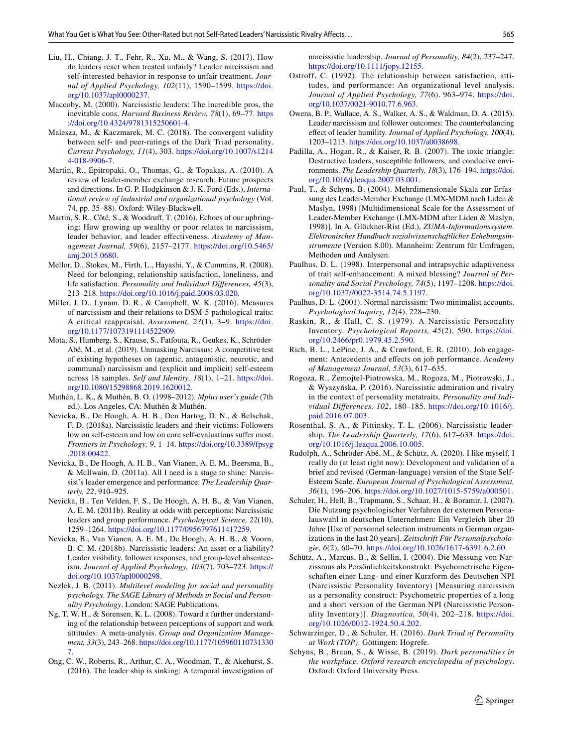Liu, H., Chiang, J. T., Fehr, R., Xu, M., & Wang, S. (2017). How do leaders react when treated unfairly? Leader narcissism and self-interested behavior in response to unfair treatment. *Journal of Applied Psychology, 102*(11), 1590–1599. https://doi.org/10.1037/apl0000237.

Maccoby, M. (2000). Narcissistic leaders: The incredible pros, the inevitable cons. *Harvard Business Review, 78*(1), 69–77. https://doi.org/10.4324/9781315250601-4.

Malesza, M., & Kaczmarek, M. C. (2018). The convergent validity between self- and peer-ratings of the Dark Triad personality. *Current Psychology, 11*(4), 303. https://doi.org/10.1007/s12144-018-9906-7.

Martin, R., Epitropaki, O., Thomas, G., & Topakas, A. (2010). A review of leader-member exchange research: Future prospects and directions. In G. P. Hodgkinson & J. K. Ford (Eds.), *International review of industrial and organizational psychology* (Vol. 74, pp. 35–88). Oxford: Wiley-Blackwell.

Martin, S. R., Côté, S., & Woodruff, T. (2016). Echoes of our upbringing: How growing up wealthy or poor relates to narcissism, leader behavior, and leader effectiveness. *Academy of Management Journal, 59*(6), 2157–2177. https://doi.org/10.5465/amj.2015.0680.

Mellor, D., Stokes, M., Firth, L., Hayashi, Y., & Cummins, R. (2008). Need for belonging, relationship satisfaction, loneliness, and life satisfaction. *Personality and Individual Differences, 45*(3), 213–218. https://doi.org/10.1016/j.paid.2008.03.020.

Miller, J. D., Lynam, D. R., & Campbell, W. K. (2016). Measures of narcissism and their relations to DSM-5 pathological traits: A critical reappraisal. *Assessment, 23*(1), 3–9. https://doi.org/10.1177/1073191114522909.

Mota, S., Humberg, S., Krause, S., Fatfouta, R., Geukes, K., Schröder-Abé, M., et al. (2019). Unmasking Narcissus: A competitive test of existing hypotheses on (agentic, antagonistic, neurotic, and communal) narcissism and (explicit and implicit) self-esteem across 18 samples. *Self and Identity, 18*(1), 1–21. https://doi.org/10.1080/15298868.2019.1620012.

Muthén, L. K., & Muthén, B. O. (1998–2012). *Mplus user's guide* (7th ed.). Los Angeles, CA: Muthén & Muthén.

Nevicka, B., De Hoogh, A. H. B., Den Hartog, D. N., & Belschak, F. D. (2018a). Narcissistic leaders and their victims: Followers low on self-esteem and low on core self-evaluations suffer most. *Frontiers in Psychology, 9*, 1–14. https://doi.org/10.3389/fpsyg.2018.00422.

Nevicka, B., De Hoogh, A. H. B., Van Vianen, A. E. M., Beersma, B., & McIlwain, D. (2011a). All I need is a stage to shine: Narcissist's leader emergence and performance. *The Leadership Quarterly, 22*, 910–925.

Nevicka, B., Ten Velden, F. S., De Hoogh, A. H. B., & Van Vianen, A. E. M. (2011b). Reality at odds with perceptions: Narcissistic leaders and group performance. *Psychological Science, 22*(10), 1259–1264. https://doi.org/10.1177/0956797611417259.

Nevicka, B., Van Vianen, A. E. M., De Hoogh, A. H. B., & Voorn, B. C. M. (2018b). Narcissistic leaders: An asset or a liability? Leader visibility, follower responses, and group-level absenteeism. *Journal of Applied Psychology, 103*(7), 703–723. https://doi.org/10.1037/apl0000298.

Nezlek, J. B. (2011). *Multilevel modeling for social and personality psychology. The SAGE Library of Methods in Social and Personality Psychology*. London: SAGE Publications.

Ng, T. W. H., & Sorensen, K. L. (2008). Toward a further understanding of the relationship between perceptions of support and work attitudes: A meta-analysis. *Group and Organization Management, 33*(3), 243–268. https://doi.org/10.1177/1059601107313307.

Ong, C. W., Roberts, R., Arthur, C. A., Woodman, T., & Akehurst, S. (2016). The leader ship is sinking: A temporal investigation of narcissistic leadership. *Journal of Personality, 84*(2), 237–247. https://doi.org/10.1111/jopy.12155.

Ostroff, C. (1992). The relationship between satisfaction, attitudes, and performance: An organizational level analysis. *Journal of Applied Psychology, 77*(6), 963–974. https://doi.org/10.1037/0021-9010.77.6.963.

Owens, B. P., Wallace, A. S., Walker, A. S., & Waldman, D. A. (2015). Leader narcissism and follower outcomes: The counterbalancing effect of leader humility. *Journal of Applied Psychology, 100*(4), 1203–1213. https://doi.org/10.1037/a0038698.

Padilla, A., Hogan, R., & Kaiser, R. B. (2007). The toxic triangle: Destructive leaders, susceptible followers, and conducive environments. *The Leadership Quarterly, 18*(3), 176–194. https://doi.org/10.1016/j.leaqua.2007.03.001.

Paul, T., & Schyns, B. (2004). Mehrdimensionale Skala zur Erfassung des Leader-Member Exchange (LMX-MDM nach Liden & Maslyn, 1998) [Multidimensional Scale for the Assessment of Leader-Member Exchange (LMX-MDM after Liden & Maslyn, 1998)]. In A. Glöckner-Rist (Ed.), *ZUMA-Informationssystem. Elektronisches Handbuch sozialwissenschaftlicher Erhebungsinstrumente* (Version 8.00). Mannheim: Zentrum für Umfragen, Methoden und Analysen.

Paulhus, D. L. (1998). Interpersonal and intrapsychic adaptiveness of trait self-enhancement: A mixed blessing? *Journal of Personality and Social Psychology, 74*(5), 1197–1208. https://doi.org/10.1037//0022-3514.74.5.1197.

Paulhus, D. L. (2001). Normal narcissism: Two minimalist accounts. *Psychological Inquiry, 12*(4), 228–230.

Raskin, R., & Hall, C. S. (1979). A Narcissistic Personality Inventory. *Psychological Reports, 45*(2), 590. https://doi.org/10.2466/pr0.1979.45.2.590.

Rich, B. L., LePine, J. A., & Crawford, E. R. (2010). Job engagement: Antecedents and effects on job performance. *Academy of Management Journal, 53*(3), 617–635.

Rogoza, R., Żemojtel-Piotrowska, M., Rogoza, M., Piotrowski, J., & Wyszyńska, P. (2016). Narcissistic admiration and rivalry in the context of personality metatraits. *Personality and Individual Differences, 102*, 180–185. https://doi.org/10.1016/j.paid.2016.07.003.

Rosenthal, S. A., & Pittinsky, T. L. (2006). Narcissistic leadership. *The Leadership Quarterly, 17*(6), 617–633. https://doi.org/10.1016/j.leaqua.2006.10.005.

Rudolph, A., Schröder-Abé, M., & Schütz, A. (2020). I like myself, I really do (at least right now): Development and validation of a brief and revised (German-language) version of the State Self-Esteem Scale. *European Journal of Psychological Assessment, 36*(1), 196–206. https://doi.org/10.1027/1015-5759/a000501.

Schuler, H., Hell, B., Trapmann, S., Schaar, H., & Boramir, I. (2007). Die Nutzung psychologischer Verfahren der externen Personalauswahl in deutschen Unternehmen: Ein Vergleich über 20 Jahre [Use of personnel selection instruments in German organizations in the last 20 years]. *Zeitschrift Für Personalpsychologie, 6*(2), 60–70. https://doi.org/10.1026/1617-6391.6.2.60.

Schütz, A., Marcus, B., & Sellin, I. (2004). Die Messung von Narzissmus als Persönlichkeitskonstrukt: Psychometrische Eigenschaften einer Lang- und einer Kurzform des Deutschen NPI (Narcissistic Personality Inventory) [Measuring narcissism as a personality construct: Psychometric properties of a long and a short version of the German NPI (Narcissistic Personality Inventory)]. *Diagnostica, 50*(4), 202–218. https://doi.org/10.1026/0012-1924.50.4.202.

Schwarzinger, D., & Schuler, H. (2016). *Dark Triad of Personality at Work (TOP)*. Göttingen: Hogrefe.

Schyns, B., Braun, S., & Wisse, B. (2019). *Dark personalities in the workplace. Oxford research encyclopedia of psychology*. Oxford: Oxford University Press.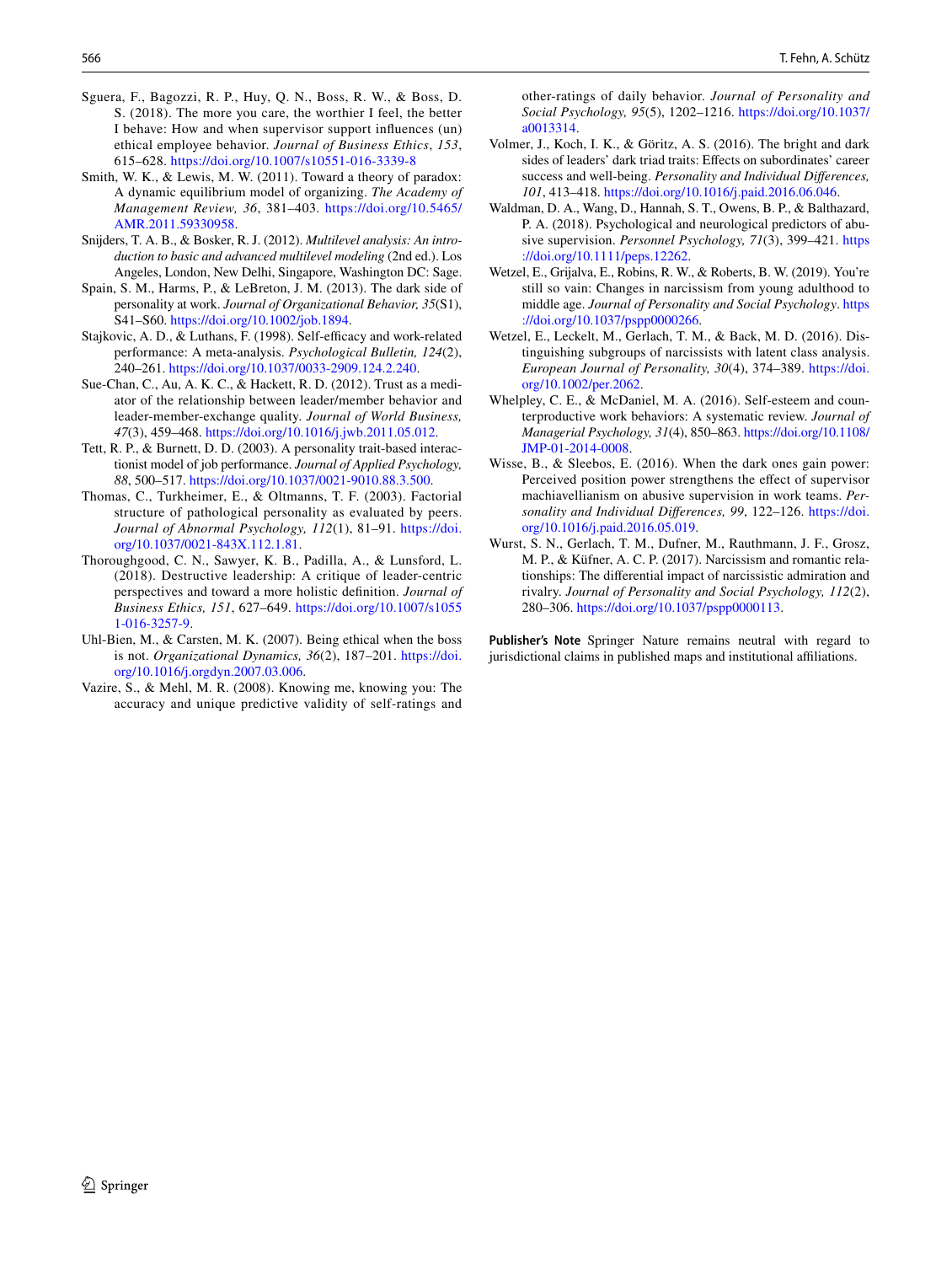Sguera, F., Bagozzi, R. P., Huy, Q. N., Boss, R. W., & Boss, D. S. (2018). The more you care, the worthier I feel, the better I behave: How and when supervisor support influences (un) ethical employee behavior. *Journal of Business Ethics*, *153*, 615–628. https://doi.org/10.1007/s10551-016-3339-8

Smith, W. K., & Lewis, M. W. (2011). Toward a theory of paradox: A dynamic equilibrium model of organizing. *The Academy of Management Review, 36*, 381–403. https://doi.org/10.5465/AMR.2011.59330958.

Snijders, T. A. B., & Bosker, R. J. (2012). *Multilevel analysis: An introduction to basic and advanced multilevel modeling* (2nd ed.). Los Angeles, London, New Delhi, Singapore, Washington DC: Sage.

Spain, S. M., Harms, P., & LeBreton, J. M. (2013). The dark side of personality at work. *Journal of Organizational Behavior, 35*(S1), S41–S60. https://doi.org/10.1002/job.1894.

Stajkovic, A. D., & Luthans, F. (1998). Self-efficacy and work-related performance: A meta-analysis. *Psychological Bulletin, 124*(2), 240–261. https://doi.org/10.1037/0033-2909.124.2.240.

Sue-Chan, C., Au, A. K. C., & Hackett, R. D. (2012). Trust as a mediator of the relationship between leader/member behavior and leader-member-exchange quality. *Journal of World Business, 47*(3), 459–468. https://doi.org/10.1016/j.jwb.2011.05.012.

Tett, R. P., & Burnett, D. D. (2003). A personality trait-based interactionist model of job performance. *Journal of Applied Psychology, 88*, 500–517. https://doi.org/10.1037/0021-9010.88.3.500.

Thomas, C., Turkheimer, E., & Oltmanns, T. F. (2003). Factorial structure of pathological personality as evaluated by peers. *Journal of Abnormal Psychology, 112*(1), 81–91. https://doi.org/10.1037/0021-843X.112.1.81.

Thoroughgood, C. N., Sawyer, K. B., Padilla, A., & Lunsford, L. (2018). Destructive leadership: A critique of leader-centric perspectives and toward a more holistic definition. *Journal of Business Ethics, 151*, 627–649. https://doi.org/10.1007/s10551-016-3257-9.

Uhl-Bien, M., & Carsten, M. K. (2007). Being ethical when the boss is not. *Organizational Dynamics, 36*(2), 187–201. https://doi.org/10.1016/j.orgdyn.2007.03.006.

Vazire, S., & Mehl, M. R. (2008). Knowing me, knowing you: The accuracy and unique predictive validity of self-ratings and other-ratings of daily behavior. *Journal of Personality and Social Psychology, 95*(5), 1202–1216. https://doi.org/10.1037/a0013314.

Volmer, J., Koch, I. K., & Göritz, A. S. (2016). The bright and dark sides of leaders' dark triad traits: Effects on subordinates' career success and well-being. *Personality and Individual Differences, 101*, 413–418. https://doi.org/10.1016/j.paid.2016.06.046.

Waldman, D. A., Wang, D., Hannah, S. T., Owens, B. P., & Balthazard, P. A. (2018). Psychological and neurological predictors of abusive supervision. *Personnel Psychology, 71*(3), 399–421. https://doi.org/10.1111/peps.12262.

Wetzel, E., Grijalva, E., Robins, R. W., & Roberts, B. W. (2019). You're still so vain: Changes in narcissism from young adulthood to middle age. *Journal of Personality and Social Psychology*. https://doi.org/10.1037/pspp0000266.

Wetzel, E., Leckelt, M., Gerlach, T. M., & Back, M. D. (2016). Distinguishing subgroups of narcissists with latent class analysis. *European Journal of Personality, 30*(4), 374–389. https://doi.org/10.1002/per.2062.

Whelpley, C. E., & McDaniel, M. A. (2016). Self-esteem and counterproductive work behaviors: A systematic review. *Journal of Managerial Psychology, 31*(4), 850–863. https://doi.org/10.1108/JMP-01-2014-0008.

Wisse, B., & Sleebos, E. (2016). When the dark ones gain power: Perceived position power strengthens the effect of supervisor machiavellianism on abusive supervision in work teams. *Personality and Individual Differences, 99*, 122–126. https://doi.org/10.1016/j.paid.2016.05.019.

Wurst, S. N., Gerlach, T. M., Dufner, M., Rauthmann, J. F., Grosz, M. P., & Küfner, A. C. P. (2017). Narcissism and romantic relationships: The differential impact of narcissistic admiration and rivalry. *Journal of Personality and Social Psychology, 112*(2), 280–306. https://doi.org/10.1037/pspp0000113.

**Publisher's Note** Springer Nature remains neutral with regard to jurisdictional claims in published maps and institutional affiliations.